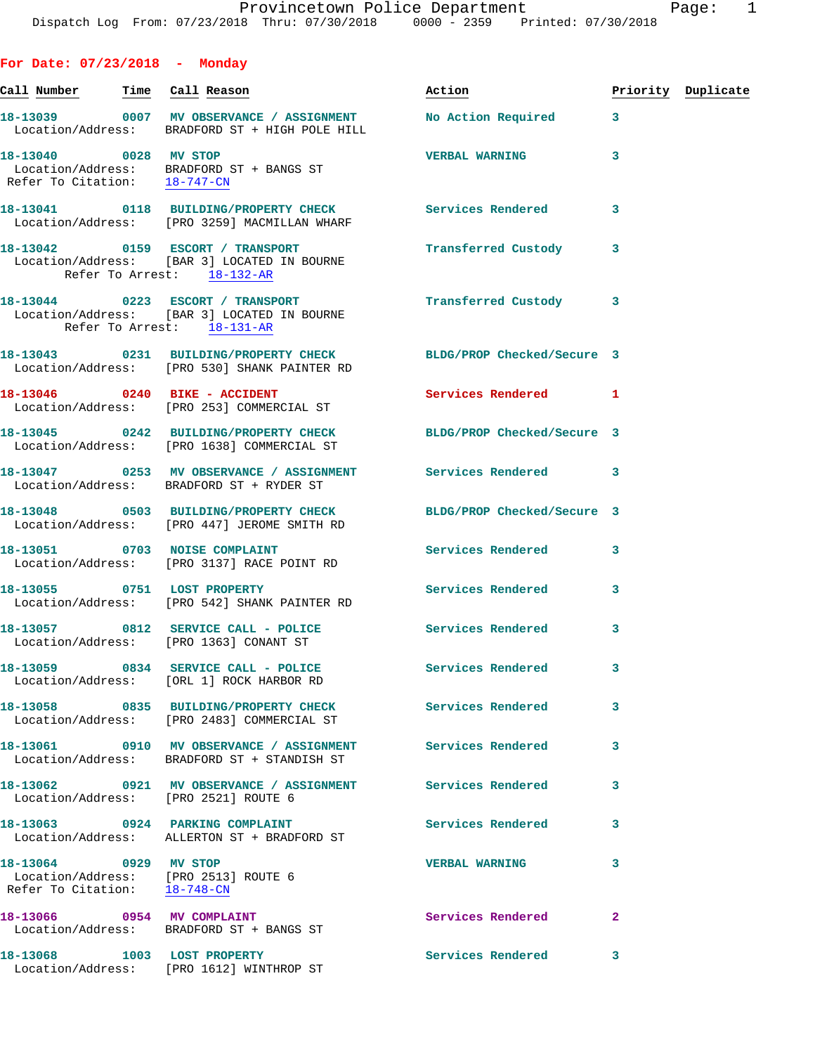Provincetown Police Department

Dispatch Log From: 07/23/2018 Thru: 07/30/2018 0000 - 2359 Printed: 07/30/2018

## For Date: 07/23/2018 - Monday

| Call Number | Time | Call Reason | Action | Priority | Duplicate |
|---|---|---|---|---|---|
| 18-13039 | 0007 | MV OBSERVANCE / ASSIGNMENT<br>Location/Address: BRADFORD ST + HIGH POLE HILL | No Action Required | 3 | |
| 18-13040 | 0028 | MV STOP<br>Location/Address: BRADFORD ST + BANGS ST<br>Refer To Citation: 18-747-CN | VERBAL WARNING | 3 | |
| 18-13041 | 0118 | BUILDING/PROPERTY CHECK<br>Location/Address: [PRO 3259] MACMILLAN WHARF | Services Rendered | 3 | |
| 18-13042 | 0159 | ESCORT / TRANSPORT<br>Location/Address: [BAR 3] LOCATED IN BOURNE<br>Refer To Arrest: 18-132-AR | Transferred Custody | 3 | |
| 18-13044 | 0223 | ESCORT / TRANSPORT<br>Location/Address: [BAR 3] LOCATED IN BOURNE<br>Refer To Arrest: 18-131-AR | Transferred Custody | 3 | |
| 18-13043 | 0231 | BUILDING/PROPERTY CHECK<br>Location/Address: [PRO 530] SHANK PAINTER RD | BLDG/PROP Checked/Secure | 3 | |
| 18-13046 | 0240 | BIKE - ACCIDENT<br>Location/Address: [PRO 253] COMMERCIAL ST | Services Rendered | 1 | |
| 18-13045 | 0242 | BUILDING/PROPERTY CHECK<br>Location/Address: [PRO 1638] COMMERCIAL ST | BLDG/PROP Checked/Secure | 3 | |
| 18-13047 | 0253 | MV OBSERVANCE / ASSIGNMENT<br>Location/Address: BRADFORD ST + RYDER ST | Services Rendered | 3 | |
| 18-13048 | 0503 | BUILDING/PROPERTY CHECK<br>Location/Address: [PRO 447] JEROME SMITH RD | BLDG/PROP Checked/Secure | 3 | |
| 18-13051 | 0703 | NOISE COMPLAINT<br>Location/Address: [PRO 3137] RACE POINT RD | Services Rendered | 3 | |
| 18-13055 | 0751 | LOST PROPERTY<br>Location/Address: [PRO 542] SHANK PAINTER RD | Services Rendered | 3 | |
| 18-13057 | 0812 | SERVICE CALL - POLICE<br>Location/Address: [PRO 1363] CONANT ST | Services Rendered | 3 | |
| 18-13059 | 0834 | SERVICE CALL - POLICE<br>Location/Address: [ORL 1] ROCK HARBOR RD | Services Rendered | 3 | |
| 18-13058 | 0835 | BUILDING/PROPERTY CHECK<br>Location/Address: [PRO 2483] COMMERCIAL ST | Services Rendered | 3 | |
| 18-13061 | 0910 | MV OBSERVANCE / ASSIGNMENT<br>Location/Address: BRADFORD ST + STANDISH ST | Services Rendered | 3 | |
| 18-13062 | 0921 | MV OBSERVANCE / ASSIGNMENT<br>Location/Address: [PRO 2521] ROUTE 6 | Services Rendered | 3 | |
| 18-13063 | 0924 | PARKING COMPLAINT<br>Location/Address: ALLERTON ST + BRADFORD ST | Services Rendered | 3 | |
| 18-13064 | 0929 | MV STOP<br>Location/Address: [PRO 2513] ROUTE 6<br>Refer To Citation: 18-748-CN | VERBAL WARNING | 3 | |
| 18-13066 | 0954 | MV COMPLAINT<br>Location/Address: BRADFORD ST + BANGS ST | Services Rendered | 2 | |
| 18-13068 | 1003 | LOST PROPERTY<br>Location/Address: [PRO 1612] WINTHROP ST | Services Rendered | 3 | |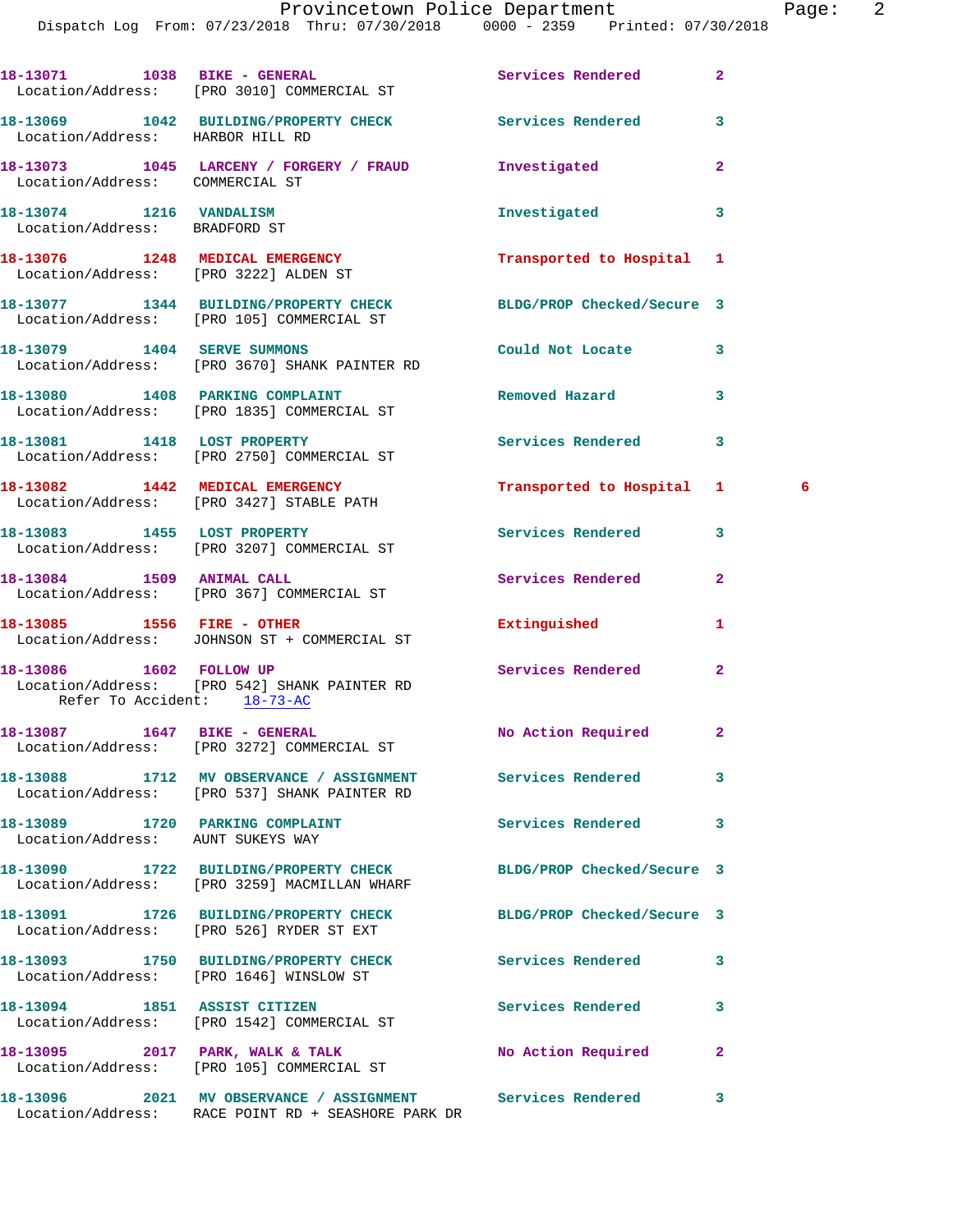18-13071 1038 BIKE - GENERAL Services Rendered 2
Location/Address: [PRO 3010] COMMERCIAL ST

18-13069 1042 BUILDING/PROPERTY CHECK Services Rendered 3
Location/Address: HARBOR HILL RD

18-13073 1045 LARCENY / FORGERY / FRAUD Investigated 2
Location/Address: COMMERCIAL ST

18-13074 1216 VANDALISM Investigated 3
Location/Address: BRADFORD ST

18-13076 1248 MEDICAL EMERGENCY Transported to Hospital 1
Location/Address: [PRO 3222] ALDEN ST

18-13077 1344 BUILDING/PROPERTY CHECK BLDG/PROP Checked/Secure 3
Location/Address: [PRO 105] COMMERCIAL ST

18-13079 1404 SERVE SUMMONS Could Not Locate 3
Location/Address: [PRO 3670] SHANK PAINTER RD

18-13080 1408 PARKING COMPLAINT Removed Hazard 3
Location/Address: [PRO 1835] COMMERCIAL ST

18-13081 1418 LOST PROPERTY Services Rendered 3
Location/Address: [PRO 2750] COMMERCIAL ST

18-13082 1442 MEDICAL EMERGENCY Transported to Hospital 1 6
Location/Address: [PRO 3427] STABLE PATH

18-13083 1455 LOST PROPERTY Services Rendered 3
Location/Address: [PRO 3207] COMMERCIAL ST

18-13084 1509 ANIMAL CALL Services Rendered 2
Location/Address: [PRO 367] COMMERCIAL ST

18-13085 1556 FIRE - OTHER Extinguished 1
Location/Address: JOHNSON ST + COMMERCIAL ST

18-13086 1602 FOLLOW UP Services Rendered 2
Location/Address: [PRO 542] SHANK PAINTER RD
Refer To Accident: 18-73-AC

18-13087 1647 BIKE - GENERAL No Action Required 2
Location/Address: [PRO 3272] COMMERCIAL ST

18-13088 1712 MV OBSERVANCE / ASSIGNMENT Services Rendered 3
Location/Address: [PRO 537] SHANK PAINTER RD

18-13089 1720 PARKING COMPLAINT Services Rendered 3
Location/Address: AUNT SUKEYS WAY

18-13090 1722 BUILDING/PROPERTY CHECK BLDG/PROP Checked/Secure 3
Location/Address: [PRO 3259] MACMILLAN WHARF

18-13091 1726 BUILDING/PROPERTY CHECK BLDG/PROP Checked/Secure 3
Location/Address: [PRO 526] RYDER ST EXT

18-13093 1750 BUILDING/PROPERTY CHECK Services Rendered 3
Location/Address: [PRO 1646] WINSLOW ST

18-13094 1851 ASSIST CITIZEN Services Rendered 3
Location/Address: [PRO 1542] COMMERCIAL ST

18-13095 2017 PARK, WALK & TALK No Action Required 2
Location/Address: [PRO 105] COMMERCIAL ST

18-13096 2021 MV OBSERVANCE / ASSIGNMENT Services Rendered 3
Location/Address: RACE POINT RD + SEASHORE PARK DR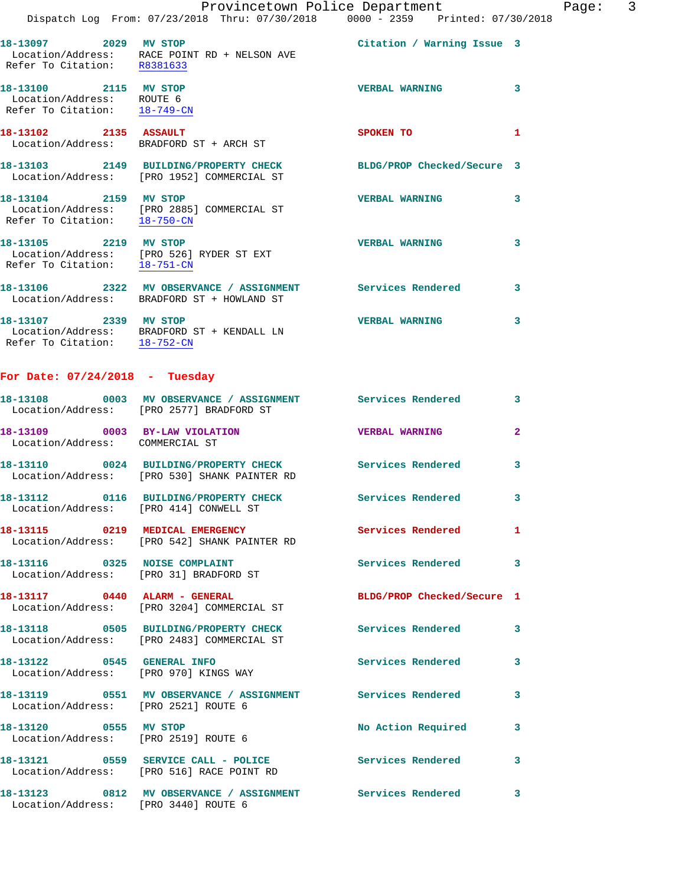18-13097 2029 MV STOP Citation / Warning Issue 3
Location/Address: RACE POINT RD + NELSON AVE
Refer To Citation: R8381633

18-13100 2115 MV STOP VERBAL WARNING 3
Location/Address: ROUTE 6
Refer To Citation: 18-749-CN

18-13102 2135 ASSAULT SPOKEN TO 1
Location/Address: BRADFORD ST + ARCH ST

18-13103 2149 BUILDING/PROPERTY CHECK BLDG/PROP Checked/Secure 3
Location/Address: [PRO 1952] COMMERCIAL ST

18-13104 2159 MV STOP VERBAL WARNING 3
Location/Address: [PRO 2885] COMMERCIAL ST
Refer To Citation: 18-750-CN

18-13105 2219 MV STOP VERBAL WARNING 3
Location/Address: [PRO 526] RYDER ST EXT
Refer To Citation: 18-751-CN

18-13106 2322 MV OBSERVANCE / ASSIGNMENT Services Rendered 3
Location/Address: BRADFORD ST + HOWLAND ST

18-13107 2339 MV STOP VERBAL WARNING 3
Location/Address: BRADFORD ST + KENDALL LN
Refer To Citation: 18-752-CN

**For Date: 07/24/2018 - Tuesday**

18-13108 0003 MV OBSERVANCE / ASSIGNMENT Services Rendered 3
Location/Address: [PRO 2577] BRADFORD ST

18-13109 0003 BY-LAW VIOLATION VERBAL WARNING 2
Location/Address: COMMERCIAL ST

18-13110 0024 BUILDING/PROPERTY CHECK Services Rendered 3
Location/Address: [PRO 530] SHANK PAINTER RD

18-13112 0116 BUILDING/PROPERTY CHECK Services Rendered 3
Location/Address: [PRO 414] CONWELL ST

18-13115 0219 MEDICAL EMERGENCY Services Rendered 1
Location/Address: [PRO 542] SHANK PAINTER RD

18-13116 0325 NOISE COMPLAINT Services Rendered 3
Location/Address: [PRO 31] BRADFORD ST

18-13117 0440 ALARM - GENERAL BLDG/PROP Checked/Secure 1
Location/Address: [PRO 3204] COMMERCIAL ST

18-13118 0505 BUILDING/PROPERTY CHECK Services Rendered 3
Location/Address: [PRO 2483] COMMERCIAL ST

18-13122 0545 GENERAL INFO Services Rendered 3
Location/Address: [PRO 970] KINGS WAY

18-13119 0551 MV OBSERVANCE / ASSIGNMENT Services Rendered 3
Location/Address: [PRO 2521] ROUTE 6

18-13120 0555 MV STOP No Action Required 3
Location/Address: [PRO 2519] ROUTE 6

18-13121 0559 SERVICE CALL - POLICE Services Rendered 3
Location/Address: [PRO 516] RACE POINT RD

18-13123 0812 MV OBSERVANCE / ASSIGNMENT Services Rendered 3
Location/Address: [PRO 3440] ROUTE 6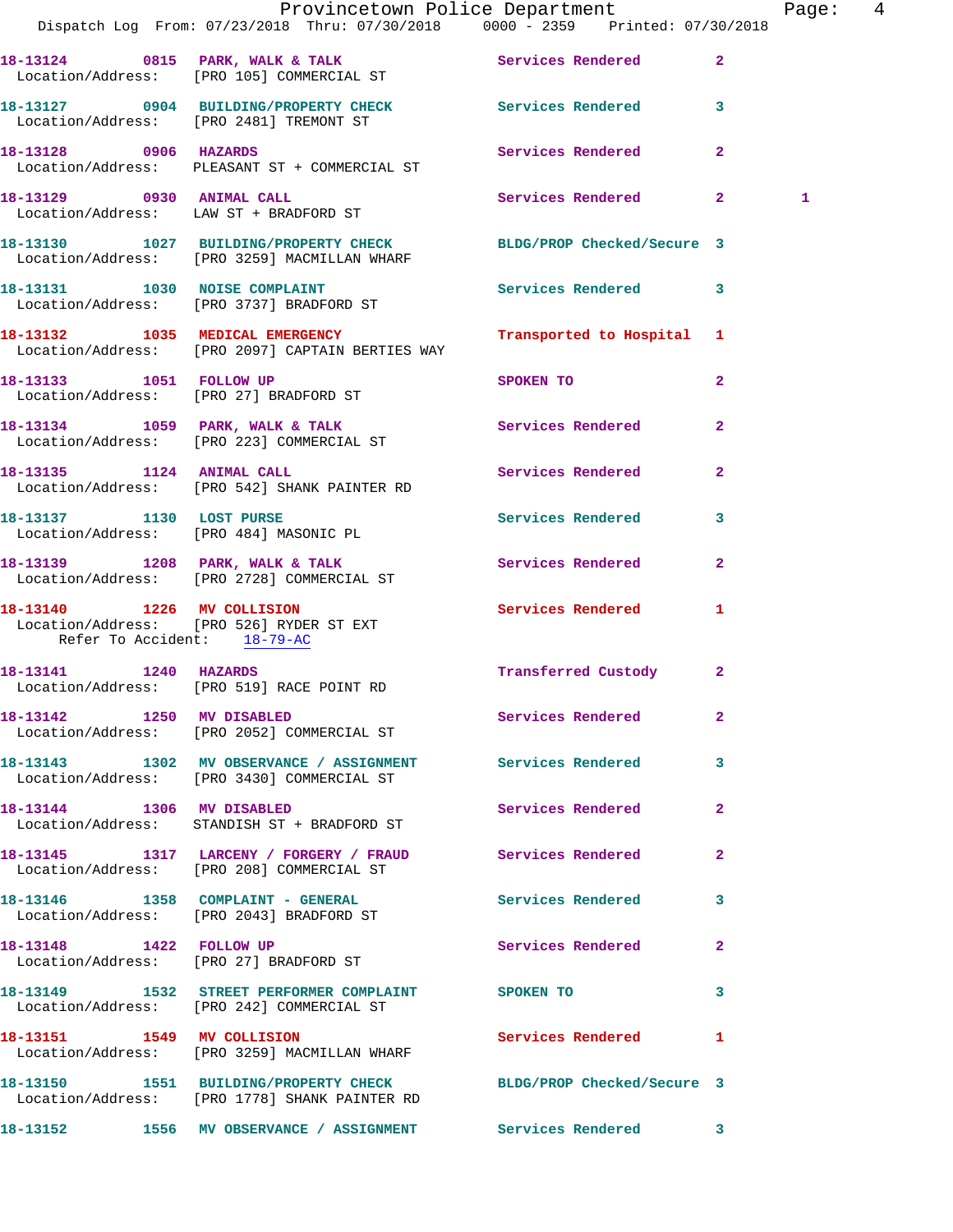18-13124 0815 PARK, WALK & TALK Services Rendered 2
Location/Address: [PRO 105] COMMERCIAL ST

18-13127 0904 BUILDING/PROPERTY CHECK Services Rendered 3
Location/Address: [PRO 2481] TREMONT ST

18-13128 0906 HAZARDS Services Rendered 2
Location/Address: PLEASANT ST + COMMERCIAL ST

18-13129 0930 ANIMAL CALL Services Rendered 2 1
Location/Address: LAW ST + BRADFORD ST

18-13130 1027 BUILDING/PROPERTY CHECK BLDG/PROP Checked/Secure 3
Location/Address: [PRO 3259] MACMILLAN WHARF

18-13131 1030 NOISE COMPLAINT Services Rendered 3
Location/Address: [PRO 3737] BRADFORD ST

18-13132 1035 MEDICAL EMERGENCY Transported to Hospital 1
Location/Address: [PRO 2097] CAPTAIN BERTIES WAY

18-13133 1051 FOLLOW UP SPOKEN TO 2
Location/Address: [PRO 27] BRADFORD ST

18-13134 1059 PARK, WALK & TALK Services Rendered 2
Location/Address: [PRO 223] COMMERCIAL ST

18-13135 1124 ANIMAL CALL Services Rendered 2
Location/Address: [PRO 542] SHANK PAINTER RD

18-13137 1130 LOST PURSE Services Rendered 3
Location/Address: [PRO 484] MASONIC PL

18-13139 1208 PARK, WALK & TALK Services Rendered 2
Location/Address: [PRO 2728] COMMERCIAL ST

18-13140 1226 MV COLLISION Services Rendered 1
Location/Address: [PRO 526] RYDER ST EXT
Refer To Accident: 18-79-AC

18-13141 1240 HAZARDS Transferred Custody 2
Location/Address: [PRO 519] RACE POINT RD

18-13142 1250 MV DISABLED Services Rendered 2
Location/Address: [PRO 2052] COMMERCIAL ST

18-13143 1302 MV OBSERVANCE / ASSIGNMENT Services Rendered 3
Location/Address: [PRO 3430] COMMERCIAL ST

18-13144 1306 MV DISABLED Services Rendered 2
Location/Address: STANDISH ST + BRADFORD ST

18-13145 1317 LARCENY / FORGERY / FRAUD Services Rendered 2
Location/Address: [PRO 208] COMMERCIAL ST

18-13146 1358 COMPLAINT - GENERAL Services Rendered 3
Location/Address: [PRO 2043] BRADFORD ST

18-13148 1422 FOLLOW UP Services Rendered 2
Location/Address: [PRO 27] BRADFORD ST

18-13149 1532 STREET PERFORMER COMPLAINT SPOKEN TO 3
Location/Address: [PRO 242] COMMERCIAL ST

18-13151 1549 MV COLLISION Services Rendered 1
Location/Address: [PRO 3259] MACMILLAN WHARF

18-13150 1551 BUILDING/PROPERTY CHECK BLDG/PROP Checked/Secure 3
Location/Address: [PRO 1778] SHANK PAINTER RD

18-13152 1556 MV OBSERVANCE / ASSIGNMENT Services Rendered 3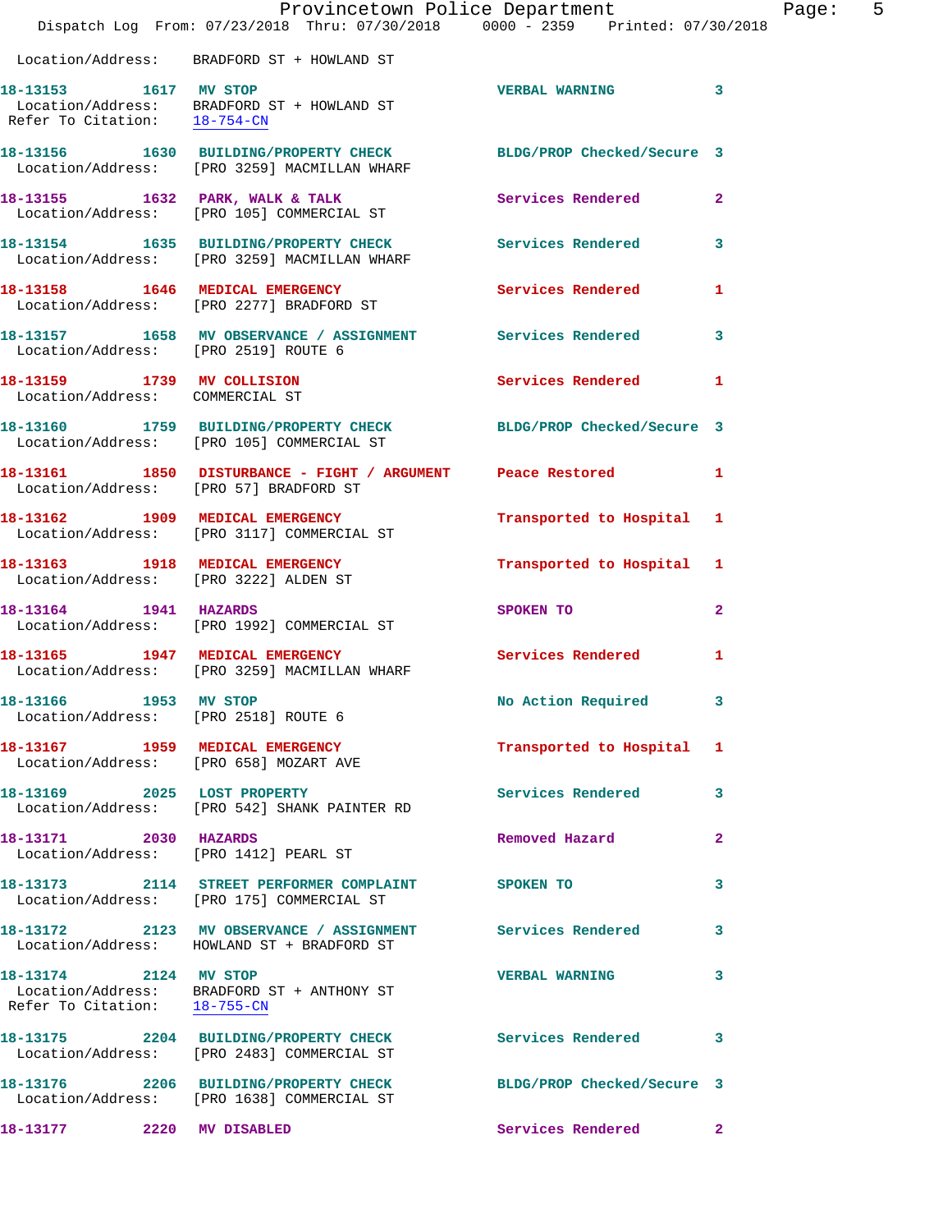Location/Address: BRADFORD ST + HOWLAND ST

**18-13153** 1617 **MV STOP** VERBAL WARNING 3
Location/Address: BRADFORD ST + HOWLAND ST
Refer To Citation: 18-754-CN

**18-13156** 1630 **BUILDING/PROPERTY CHECK** BLDG/PROP Checked/Secure 3
Location/Address: [PRO 3259] MACMILLAN WHARF

**18-13155** 1632 **PARK, WALK & TALK** Services Rendered 2
Location/Address: [PRO 105] COMMERCIAL ST

**18-13154** 1635 **BUILDING/PROPERTY CHECK** Services Rendered 3
Location/Address: [PRO 3259] MACMILLAN WHARF

**18-13158** 1646 **MEDICAL EMERGENCY** Services Rendered 1
Location/Address: [PRO 2277] BRADFORD ST

**18-13157** 1658 **MV OBSERVANCE / ASSIGNMENT** Services Rendered 3
Location/Address: [PRO 2519] ROUTE 6

**18-13159** 1739 **MV COLLISION** Services Rendered 1
Location/Address: COMMERCIAL ST

**18-13160** 1759 **BUILDING/PROPERTY CHECK** BLDG/PROP Checked/Secure 3
Location/Address: [PRO 105] COMMERCIAL ST

**18-13161** 1850 **DISTURBANCE - FIGHT / ARGUMENT** Peace Restored 1
Location/Address: [PRO 57] BRADFORD ST

**18-13162** 1909 **MEDICAL EMERGENCY** Transported to Hospital 1
Location/Address: [PRO 3117] COMMERCIAL ST

**18-13163** 1918 **MEDICAL EMERGENCY** Transported to Hospital 1
Location/Address: [PRO 3222] ALDEN ST

**18-13164** 1941 **HAZARDS** SPOKEN TO 2
Location/Address: [PRO 1992] COMMERCIAL ST

**18-13165** 1947 **MEDICAL EMERGENCY** Services Rendered 1
Location/Address: [PRO 3259] MACMILLAN WHARF

**18-13166** 1953 **MV STOP** No Action Required 3
Location/Address: [PRO 2518] ROUTE 6

**18-13167** 1959 **MEDICAL EMERGENCY** Transported to Hospital 1
Location/Address: [PRO 658] MOZART AVE

**18-13169** 2025 **LOST PROPERTY** Services Rendered 3
Location/Address: [PRO 542] SHANK PAINTER RD

**18-13171** 2030 **HAZARDS** Removed Hazard 2
Location/Address: [PRO 1412] PEARL ST

**18-13173** 2114 **STREET PERFORMER COMPLAINT** SPOKEN TO 3
Location/Address: [PRO 175] COMMERCIAL ST

**18-13172** 2123 **MV OBSERVANCE / ASSIGNMENT** Services Rendered 3
Location/Address: HOWLAND ST + BRADFORD ST

**18-13174** 2124 **MV STOP** VERBAL WARNING 3
Location/Address: BRADFORD ST + ANTHONY ST
Refer To Citation: 18-755-CN

**18-13175** 2204 **BUILDING/PROPERTY CHECK** Services Rendered 3
Location/Address: [PRO 2483] COMMERCIAL ST

**18-13176** 2206 **BUILDING/PROPERTY CHECK** BLDG/PROP Checked/Secure 3
Location/Address: [PRO 1638] COMMERCIAL ST

**18-13177** 2220 **MV DISABLED** Services Rendered 2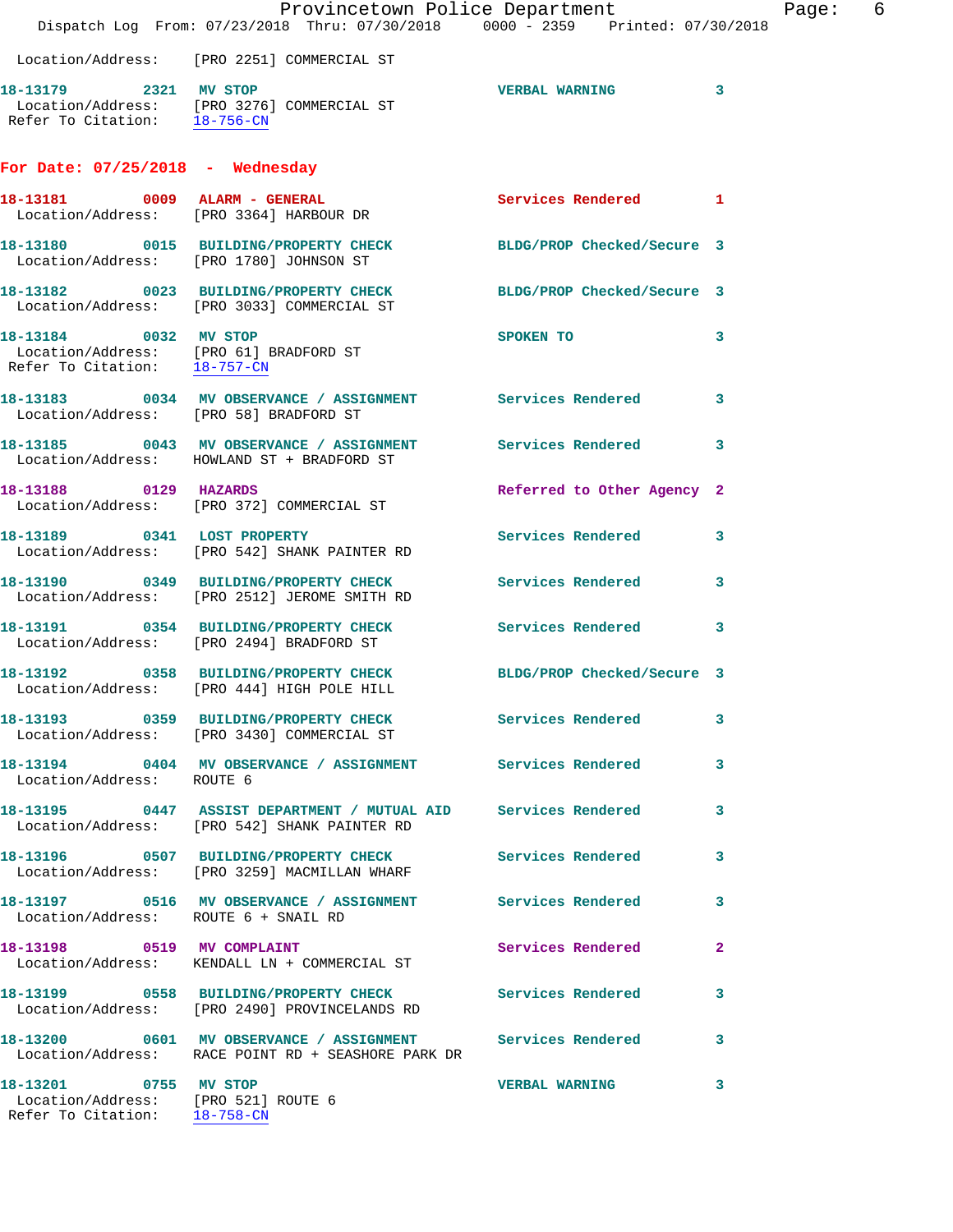Location/Address: [PRO 2251] COMMERCIAL ST

**18-13179 2321 MV STOP** VERBAL WARNING 3
Location/Address: [PRO 3276] COMMERCIAL ST
Refer To Citation: 18-756-CN

## For Date: 07/25/2018 - Wednesday

**18-13181 0009 ALARM - GENERAL** Services Rendered 1
Location/Address: [PRO 3364] HARBOUR DR

**18-13180 0015 BUILDING/PROPERTY CHECK** BLDG/PROP Checked/Secure 3
Location/Address: [PRO 1780] JOHNSON ST

**18-13182 0023 BUILDING/PROPERTY CHECK** BLDG/PROP Checked/Secure 3
Location/Address: [PRO 3033] COMMERCIAL ST

**18-13184 0032 MV STOP** SPOKEN TO 3
Location/Address: [PRO 61] BRADFORD ST
Refer To Citation: 18-757-CN

**18-13183 0034 MV OBSERVANCE / ASSIGNMENT** Services Rendered 3
Location/Address: [PRO 58] BRADFORD ST

**18-13185 0043 MV OBSERVANCE / ASSIGNMENT** Services Rendered 3
Location/Address: HOWLAND ST + BRADFORD ST

**18-13188 0129 HAZARDS** Referred to Other Agency 2
Location/Address: [PRO 372] COMMERCIAL ST

**18-13189 0341 LOST PROPERTY** Services Rendered 3
Location/Address: [PRO 542] SHANK PAINTER RD

**18-13190 0349 BUILDING/PROPERTY CHECK** Services Rendered 3
Location/Address: [PRO 2512] JEROME SMITH RD

**18-13191 0354 BUILDING/PROPERTY CHECK** Services Rendered 3
Location/Address: [PRO 2494] BRADFORD ST

**18-13192 0358 BUILDING/PROPERTY CHECK** BLDG/PROP Checked/Secure 3
Location/Address: [PRO 444] HIGH POLE HILL

**18-13193 0359 BUILDING/PROPERTY CHECK** Services Rendered 3
Location/Address: [PRO 3430] COMMERCIAL ST

**18-13194 0404 MV OBSERVANCE / ASSIGNMENT** Services Rendered 3
Location/Address: ROUTE 6

**18-13195 0447 ASSIST DEPARTMENT / MUTUAL AID** Services Rendered 3
Location/Address: [PRO 542] SHANK PAINTER RD

**18-13196 0507 BUILDING/PROPERTY CHECK** Services Rendered 3
Location/Address: [PRO 3259] MACMILLAN WHARF

**18-13197 0516 MV OBSERVANCE / ASSIGNMENT** Services Rendered 3
Location/Address: ROUTE 6 + SNAIL RD

**18-13198 0519 MV COMPLAINT** Services Rendered 2
Location/Address: KENDALL LN + COMMERCIAL ST

**18-13199 0558 BUILDING/PROPERTY CHECK** Services Rendered 3
Location/Address: [PRO 2490] PROVINCELANDS RD

**18-13200 0601 MV OBSERVANCE / ASSIGNMENT** Services Rendered 3
Location/Address: RACE POINT RD + SEASHORE PARK DR

**18-13201 0755 MV STOP** VERBAL WARNING 3
Location/Address: [PRO 521] ROUTE 6
Refer To Citation: 18-758-CN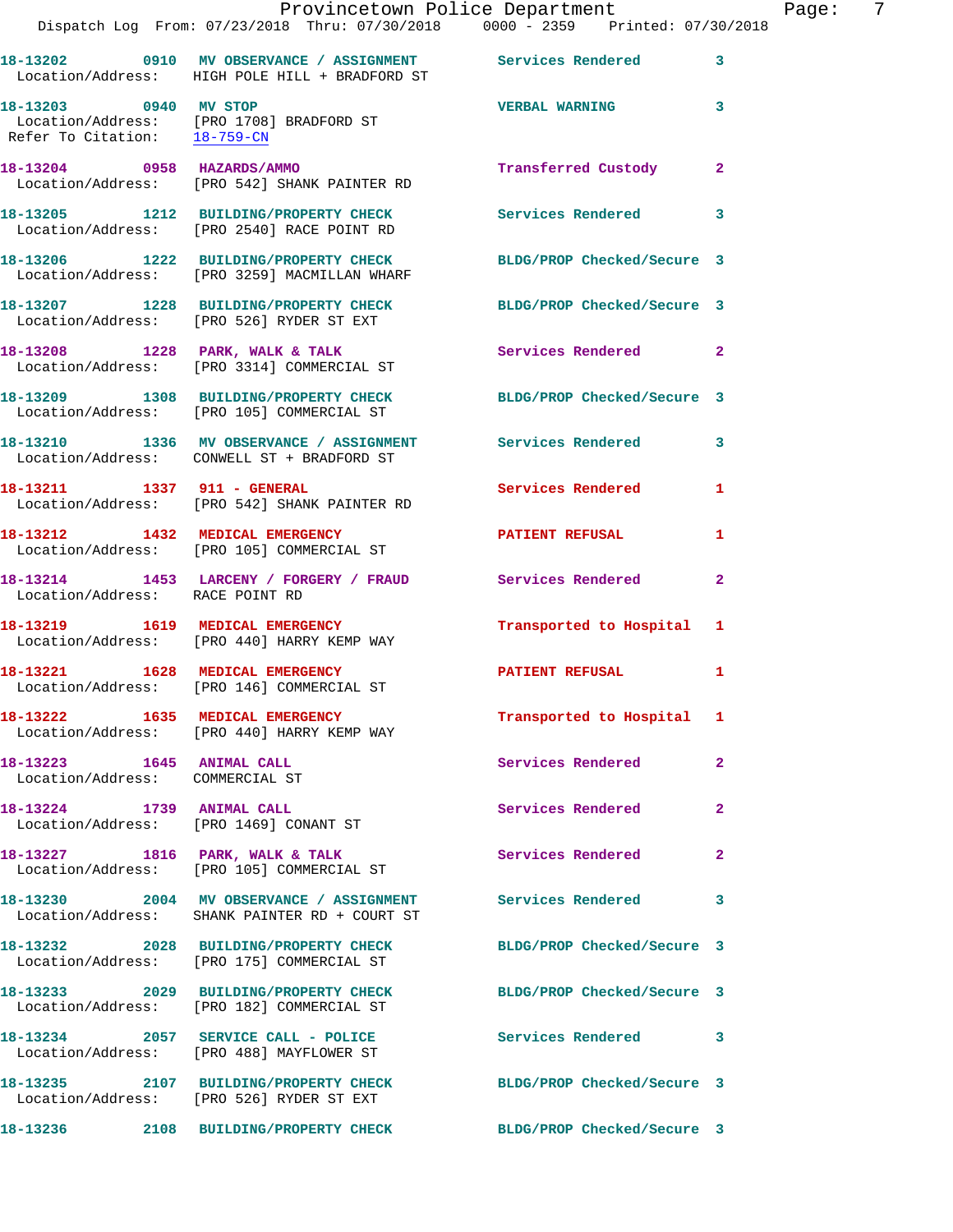18-13202 0910 MV OBSERVANCE / ASSIGNMENT Services Rendered 3
Location/Address: HIGH POLE HILL + BRADFORD ST

18-13203 0940 MV STOP VERBAL WARNING 3
Location/Address: [PRO 1708] BRADFORD ST
Refer To Citation: 18-759-CN

18-13204 0958 HAZARDS/AMMO Transferred Custody 2
Location/Address: [PRO 542] SHANK PAINTER RD

18-13205 1212 BUILDING/PROPERTY CHECK Services Rendered 3
Location/Address: [PRO 2540] RACE POINT RD

18-13206 1222 BUILDING/PROPERTY CHECK BLDG/PROP Checked/Secure 3
Location/Address: [PRO 3259] MACMILLAN WHARF

18-13207 1228 BUILDING/PROPERTY CHECK BLDG/PROP Checked/Secure 3
Location/Address: [PRO 526] RYDER ST EXT

18-13208 1228 PARK, WALK & TALK Services Rendered 2
Location/Address: [PRO 3314] COMMERCIAL ST

18-13209 1308 BUILDING/PROPERTY CHECK BLDG/PROP Checked/Secure 3
Location/Address: [PRO 105] COMMERCIAL ST

18-13210 1336 MV OBSERVANCE / ASSIGNMENT Services Rendered 3
Location/Address: CONWELL ST + BRADFORD ST

18-13211 1337 911 - GENERAL Services Rendered 1
Location/Address: [PRO 542] SHANK PAINTER RD

18-13212 1432 MEDICAL EMERGENCY PATIENT REFUSAL 1
Location/Address: [PRO 105] COMMERCIAL ST

18-13214 1453 LARCENY / FORGERY / FRAUD Services Rendered 2
Location/Address: RACE POINT RD

18-13219 1619 MEDICAL EMERGENCY Transported to Hospital 1
Location/Address: [PRO 440] HARRY KEMP WAY

18-13221 1628 MEDICAL EMERGENCY PATIENT REFUSAL 1
Location/Address: [PRO 146] COMMERCIAL ST

18-13222 1635 MEDICAL EMERGENCY Transported to Hospital 1
Location/Address: [PRO 440] HARRY KEMP WAY

18-13223 1645 ANIMAL CALL Services Rendered 2
Location/Address: COMMERCIAL ST

18-13224 1739 ANIMAL CALL Services Rendered 2
Location/Address: [PRO 1469] CONANT ST

18-13227 1816 PARK, WALK & TALK Services Rendered 2
Location/Address: [PRO 105] COMMERCIAL ST

18-13230 2004 MV OBSERVANCE / ASSIGNMENT Services Rendered 3
Location/Address: SHANK PAINTER RD + COURT ST

18-13232 2028 BUILDING/PROPERTY CHECK BLDG/PROP Checked/Secure 3
Location/Address: [PRO 175] COMMERCIAL ST

18-13233 2029 BUILDING/PROPERTY CHECK BLDG/PROP Checked/Secure 3
Location/Address: [PRO 182] COMMERCIAL ST

18-13234 2057 SERVICE CALL - POLICE Services Rendered 3
Location/Address: [PRO 488] MAYFLOWER ST

18-13235 2107 BUILDING/PROPERTY CHECK BLDG/PROP Checked/Secure 3
Location/Address: [PRO 526] RYDER ST EXT

18-13236 2108 BUILDING/PROPERTY CHECK BLDG/PROP Checked/Secure 3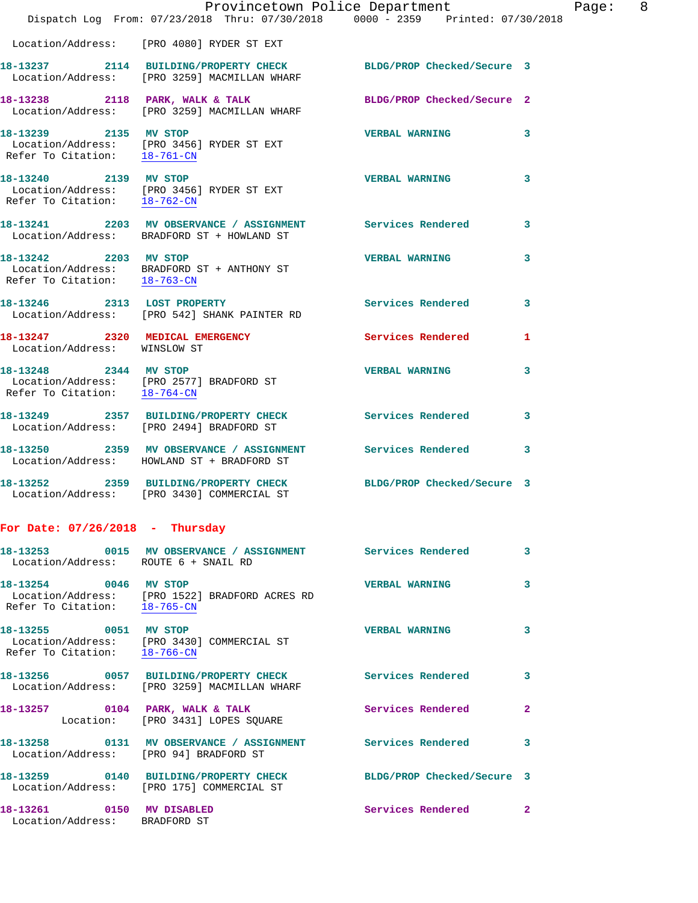Location/Address: [PRO 4080] RYDER ST EXT

**18-13237 2114 BUILDING/PROPERTY CHECK** BLDG/PROP Checked/Secure 3
Location/Address: [PRO 3259] MACMILLAN WHARF

**18-13238 2118 PARK, WALK & TALK** BLDG/PROP Checked/Secure 2
Location/Address: [PRO 3259] MACMILLAN WHARF

**18-13239 2135 MV STOP** VERBAL WARNING 3
Location/Address: [PRO 3456] RYDER ST EXT
Refer To Citation: 18-761-CN

**18-13240 2139 MV STOP** VERBAL WARNING 3
Location/Address: [PRO 3456] RYDER ST EXT
Refer To Citation: 18-762-CN

**18-13241 2203 MV OBSERVANCE / ASSIGNMENT** Services Rendered 3
Location/Address: BRADFORD ST + HOWLAND ST

**18-13242 2203 MV STOP** VERBAL WARNING 3
Location/Address: BRADFORD ST + ANTHONY ST
Refer To Citation: 18-763-CN

**18-13246 2313 LOST PROPERTY** Services Rendered 3
Location/Address: [PRO 542] SHANK PAINTER RD

**18-13247 2320 MEDICAL EMERGENCY** Services Rendered 1
Location/Address: WINSLOW ST

**18-13248 2344 MV STOP** VERBAL WARNING 3
Location/Address: [PRO 2577] BRADFORD ST
Refer To Citation: 18-764-CN

**18-13249 2357 BUILDING/PROPERTY CHECK** Services Rendered 3
Location/Address: [PRO 2494] BRADFORD ST

**18-13250 2359 MV OBSERVANCE / ASSIGNMENT** Services Rendered 3
Location/Address: HOWLAND ST + BRADFORD ST

**18-13252 2359 BUILDING/PROPERTY CHECK** BLDG/PROP Checked/Secure 3
Location/Address: [PRO 3430] COMMERCIAL ST

## For Date: 07/26/2018 - Thursday

**18-13253 0015 MV OBSERVANCE / ASSIGNMENT** Services Rendered 3
Location/Address: ROUTE 6 + SNAIL RD

**18-13254 0046 MV STOP** VERBAL WARNING 3
Location/Address: [PRO 1522] BRADFORD ACRES RD
Refer To Citation: 18-765-CN

**18-13255 0051 MV STOP** VERBAL WARNING 3
Location/Address: [PRO 3430] COMMERCIAL ST
Refer To Citation: 18-766-CN

**18-13256 0057 BUILDING/PROPERTY CHECK** Services Rendered 3
Location/Address: [PRO 3259] MACMILLAN WHARF

**18-13257 0104 PARK, WALK & TALK** Services Rendered 2
Location: [PRO 3431] LOPES SQUARE

**18-13258 0131 MV OBSERVANCE / ASSIGNMENT** Services Rendered 3
Location/Address: [PRO 94] BRADFORD ST

**18-13259 0140 BUILDING/PROPERTY CHECK** BLDG/PROP Checked/Secure 3
Location/Address: [PRO 175] COMMERCIAL ST

**18-13261 0150 MV DISABLED** Services Rendered 2
Location/Address: BRADFORD ST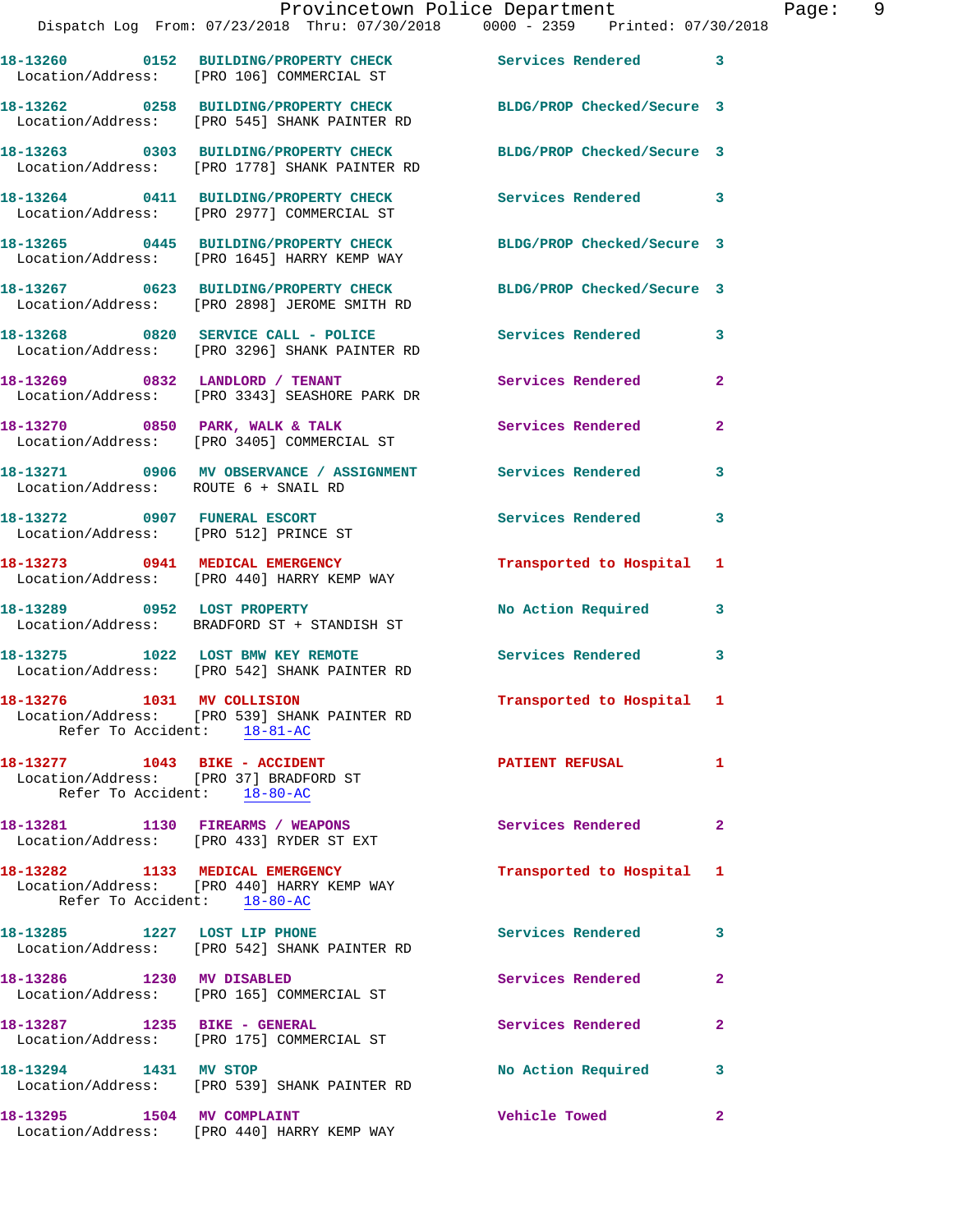18-13260 0152 BUILDING/PROPERTY CHECK Services Rendered 3
Location/Address: [PRO 106] COMMERCIAL ST

18-13262 0258 BUILDING/PROPERTY CHECK BLDG/PROP Checked/Secure 3
Location/Address: [PRO 545] SHANK PAINTER RD

18-13263 0303 BUILDING/PROPERTY CHECK BLDG/PROP Checked/Secure 3
Location/Address: [PRO 1778] SHANK PAINTER RD

18-13264 0411 BUILDING/PROPERTY CHECK Services Rendered 3
Location/Address: [PRO 2977] COMMERCIAL ST

18-13265 0445 BUILDING/PROPERTY CHECK BLDG/PROP Checked/Secure 3
Location/Address: [PRO 1645] HARRY KEMP WAY

18-13267 0623 BUILDING/PROPERTY CHECK BLDG/PROP Checked/Secure 3
Location/Address: [PRO 2898] JEROME SMITH RD

18-13268 0820 SERVICE CALL - POLICE Services Rendered 3
Location/Address: [PRO 3296] SHANK PAINTER RD

18-13269 0832 LANDLORD / TENANT Services Rendered 2
Location/Address: [PRO 3343] SEASHORE PARK DR

18-13270 0850 PARK, WALK & TALK Services Rendered 2
Location/Address: [PRO 3405] COMMERCIAL ST

18-13271 0906 MV OBSERVANCE / ASSIGNMENT Services Rendered 3
Location/Address: ROUTE 6 + SNAIL RD

18-13272 0907 FUNERAL ESCORT Services Rendered 3
Location/Address: [PRO 512] PRINCE ST

18-13273 0941 MEDICAL EMERGENCY Transported to Hospital 1
Location/Address: [PRO 440] HARRY KEMP WAY

18-13289 0952 LOST PROPERTY No Action Required 3
Location/Address: BRADFORD ST + STANDISH ST

18-13275 1022 LOST BMW KEY REMOTE Services Rendered 3
Location/Address: [PRO 542] SHANK PAINTER RD

18-13276 1031 MV COLLISION Transported to Hospital 1
Location/Address: [PRO 539] SHANK PAINTER RD
Refer To Accident: 18-81-AC

18-13277 1043 BIKE - ACCIDENT PATIENT REFUSAL 1
Location/Address: [PRO 37] BRADFORD ST
Refer To Accident: 18-80-AC

18-13281 1130 FIREARMS / WEAPONS Services Rendered 2
Location/Address: [PRO 433] RYDER ST EXT

18-13282 1133 MEDICAL EMERGENCY Transported to Hospital 1
Location/Address: [PRO 440] HARRY KEMP WAY
Refer To Accident: 18-80-AC

18-13285 1227 LOST LIP PHONE Services Rendered 3
Location/Address: [PRO 542] SHANK PAINTER RD

18-13286 1230 MV DISABLED Services Rendered 2
Location/Address: [PRO 165] COMMERCIAL ST

18-13287 1235 BIKE - GENERAL Services Rendered 2
Location/Address: [PRO 175] COMMERCIAL ST

18-13294 1431 MV STOP No Action Required 3
Location/Address: [PRO 539] SHANK PAINTER RD

18-13295 1504 MV COMPLAINT Vehicle Towed 2
Location/Address: [PRO 440] HARRY KEMP WAY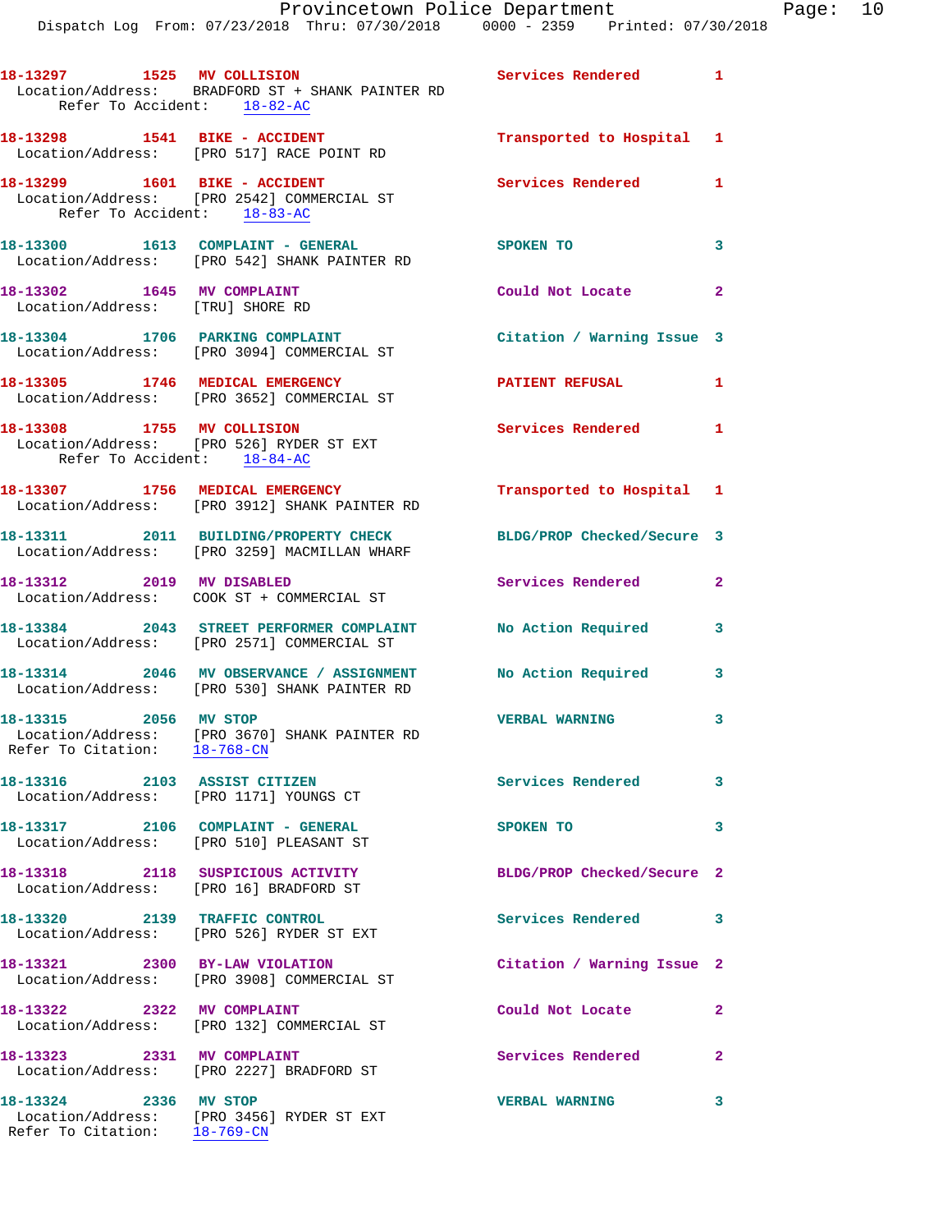18-13297 1525 MV COLLISION Services Rendered 1
Location/Address: BRADFORD ST + SHANK PAINTER RD
Refer To Accident: 18-82-AC

18-13298 1541 BIKE - ACCIDENT Transported to Hospital 1
Location/Address: [PRO 517] RACE POINT RD

18-13299 1601 BIKE - ACCIDENT Services Rendered 1
Location/Address: [PRO 2542] COMMERCIAL ST
Refer To Accident: 18-83-AC

18-13300 1613 COMPLAINT - GENERAL SPOKEN TO 3
Location/Address: [PRO 542] SHANK PAINTER RD

18-13302 1645 MV COMPLAINT Could Not Locate 2
Location/Address: [TRU] SHORE RD

18-13304 1706 PARKING COMPLAINT Citation / Warning Issue 3
Location/Address: [PRO 3094] COMMERCIAL ST

18-13305 1746 MEDICAL EMERGENCY PATIENT REFUSAL 1
Location/Address: [PRO 3652] COMMERCIAL ST

18-13308 1755 MV COLLISION Services Rendered 1
Location/Address: [PRO 526] RYDER ST EXT
Refer To Accident: 18-84-AC

18-13307 1756 MEDICAL EMERGENCY Transported to Hospital 1
Location/Address: [PRO 3912] SHANK PAINTER RD

18-13311 2011 BUILDING/PROPERTY CHECK BLDG/PROP Checked/Secure 3
Location/Address: [PRO 3259] MACMILLAN WHARF

18-13312 2019 MV DISABLED Services Rendered 2
Location/Address: COOK ST + COMMERCIAL ST

18-13384 2043 STREET PERFORMER COMPLAINT No Action Required 3
Location/Address: [PRO 2571] COMMERCIAL ST

18-13314 2046 MV OBSERVANCE / ASSIGNMENT No Action Required 3
Location/Address: [PRO 530] SHANK PAINTER RD

18-13315 2056 MV STOP VERBAL WARNING 3
Location/Address: [PRO 3670] SHANK PAINTER RD
Refer To Citation: 18-768-CN

18-13316 2103 ASSIST CITIZEN Services Rendered 3
Location/Address: [PRO 1171] YOUNGS CT

18-13317 2106 COMPLAINT - GENERAL SPOKEN TO 3
Location/Address: [PRO 510] PLEASANT ST

18-13318 2118 SUSPICIOUS ACTIVITY BLDG/PROP Checked/Secure 2
Location/Address: [PRO 16] BRADFORD ST

18-13320 2139 TRAFFIC CONTROL Services Rendered 3
Location/Address: [PRO 526] RYDER ST EXT

18-13321 2300 BY-LAW VIOLATION Citation / Warning Issue 2
Location/Address: [PRO 3908] COMMERCIAL ST

18-13322 2322 MV COMPLAINT Could Not Locate 2
Location/Address: [PRO 132] COMMERCIAL ST

18-13323 2331 MV COMPLAINT Services Rendered 2
Location/Address: [PRO 2227] BRADFORD ST

18-13324 2336 MV STOP VERBAL WARNING 3
Location/Address: [PRO 3456] RYDER ST EXT
Refer To Citation: 18-769-CN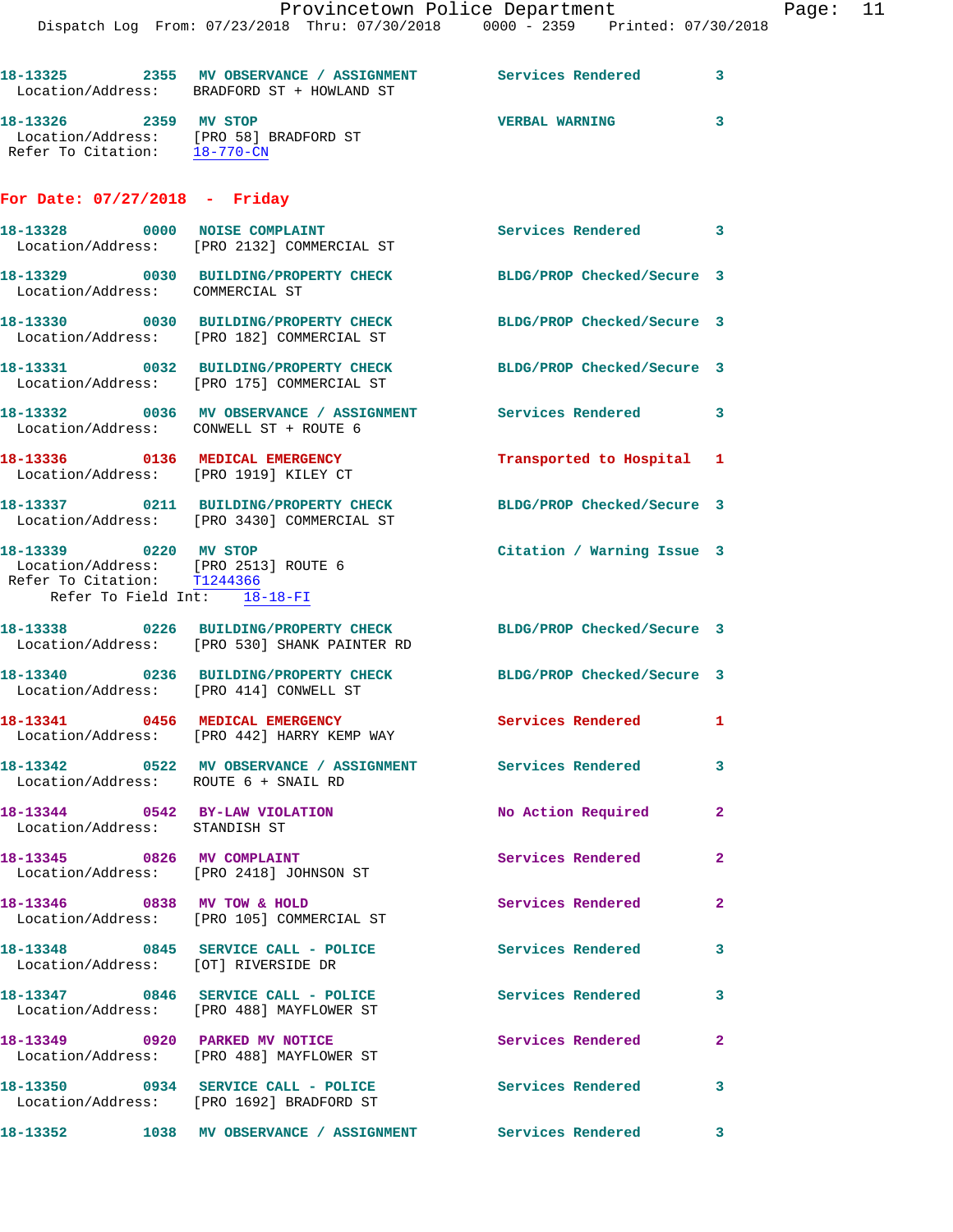18-13325 2355 MV OBSERVANCE / ASSIGNMENT Services Rendered 3
Location/Address: BRADFORD ST + HOWLAND ST

18-13326 2359 MV STOP VERBAL WARNING 3
Location/Address: [PRO 58] BRADFORD ST
Refer To Citation: 18-770-CN

## For Date: 07/27/2018 - Friday

18-13328 0000 NOISE COMPLAINT Services Rendered 3
Location/Address: [PRO 2132] COMMERCIAL ST

18-13329 0030 BUILDING/PROPERTY CHECK BLDG/PROP Checked/Secure 3
Location/Address: COMMERCIAL ST

18-13330 0030 BUILDING/PROPERTY CHECK BLDG/PROP Checked/Secure 3
Location/Address: [PRO 182] COMMERCIAL ST

18-13331 0032 BUILDING/PROPERTY CHECK BLDG/PROP Checked/Secure 3
Location/Address: [PRO 175] COMMERCIAL ST

18-13332 0036 MV OBSERVANCE / ASSIGNMENT Services Rendered 3
Location/Address: CONWELL ST + ROUTE 6

18-13336 0136 MEDICAL EMERGENCY Transported to Hospital 1
Location/Address: [PRO 1919] KILEY CT

18-13337 0211 BUILDING/PROPERTY CHECK BLDG/PROP Checked/Secure 3
Location/Address: [PRO 3430] COMMERCIAL ST

18-13339 0220 MV STOP Citation / Warning Issue 3
Location/Address: [PRO 2513] ROUTE 6
Refer To Citation: T1244366
Refer To Field Int: 18-18-FI

18-13338 0226 BUILDING/PROPERTY CHECK BLDG/PROP Checked/Secure 3
Location/Address: [PRO 530] SHANK PAINTER RD

18-13340 0236 BUILDING/PROPERTY CHECK BLDG/PROP Checked/Secure 3
Location/Address: [PRO 414] CONWELL ST

18-13341 0456 MEDICAL EMERGENCY Services Rendered 1
Location/Address: [PRO 442] HARRY KEMP WAY

18-13342 0522 MV OBSERVANCE / ASSIGNMENT Services Rendered 3
Location/Address: ROUTE 6 + SNAIL RD

18-13344 0542 BY-LAW VIOLATION No Action Required 2
Location/Address: STANDISH ST

18-13345 0826 MV COMPLAINT Services Rendered 2
Location/Address: [PRO 2418] JOHNSON ST

18-13346 0838 MV TOW & HOLD Services Rendered 2
Location/Address: [PRO 105] COMMERCIAL ST

18-13348 0845 SERVICE CALL - POLICE Services Rendered 3
Location/Address: [OT] RIVERSIDE DR

18-13347 0846 SERVICE CALL - POLICE Services Rendered 3
Location/Address: [PRO 488] MAYFLOWER ST

18-13349 0920 PARKED MV NOTICE Services Rendered 2
Location/Address: [PRO 488] MAYFLOWER ST

18-13350 0934 SERVICE CALL - POLICE Services Rendered 3
Location/Address: [PRO 1692] BRADFORD ST

18-13352 1038 MV OBSERVANCE / ASSIGNMENT Services Rendered 3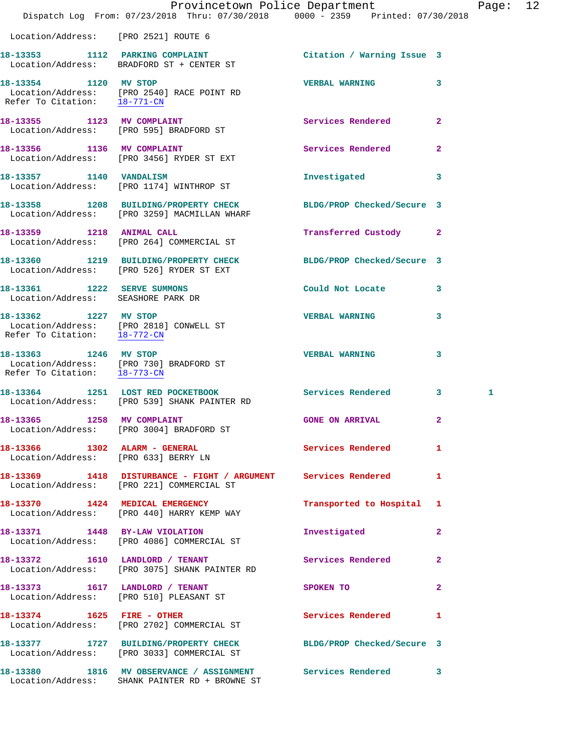Location/Address: [PRO 2521] ROUTE 6

18-13353 1112 PARKING COMPLAINT Citation / Warning Issue 3
Location/Address: BRADFORD ST + CENTER ST

18-13354 1120 MV STOP VERBAL WARNING 3
Location/Address: [PRO 2540] RACE POINT RD
Refer To Citation: 18-771-CN

18-13355 1123 MV COMPLAINT Services Rendered 2
Location/Address: [PRO 595] BRADFORD ST

18-13356 1136 MV COMPLAINT Services Rendered 2
Location/Address: [PRO 3456] RYDER ST EXT

18-13357 1140 VANDALISM Investigated 3
Location/Address: [PRO 1174] WINTHROP ST

18-13358 1208 BUILDING/PROPERTY CHECK BLDG/PROP Checked/Secure 3
Location/Address: [PRO 3259] MACMILLAN WHARF

18-13359 1218 ANIMAL CALL Transferred Custody 2
Location/Address: [PRO 264] COMMERCIAL ST

18-13360 1219 BUILDING/PROPERTY CHECK BLDG/PROP Checked/Secure 3
Location/Address: [PRO 526] RYDER ST EXT

18-13361 1222 SERVE SUMMONS Could Not Locate 3
Location/Address: SEASHORE PARK DR

18-13362 1227 MV STOP VERBAL WARNING 3
Location/Address: [PRO 2818] CONWELL ST
Refer To Citation: 18-772-CN

18-13363 1246 MV STOP VERBAL WARNING 3
Location/Address: [PRO 730] BRADFORD ST
Refer To Citation: 18-773-CN

18-13364 1251 LOST RED POCKETBOOK Services Rendered 3 1
Location/Address: [PRO 539] SHANK PAINTER RD

18-13365 1258 MV COMPLAINT GONE ON ARRIVAL 2
Location/Address: [PRO 3004] BRADFORD ST

18-13366 1302 ALARM - GENERAL Services Rendered 1
Location/Address: [PRO 633] BERRY LN

18-13369 1418 DISTURBANCE - FIGHT / ARGUMENT Services Rendered 1
Location/Address: [PRO 221] COMMERCIAL ST

18-13370 1424 MEDICAL EMERGENCY Transported to Hospital 1
Location/Address: [PRO 440] HARRY KEMP WAY

18-13371 1448 BY-LAW VIOLATION Investigated 2
Location/Address: [PRO 4086] COMMERCIAL ST

18-13372 1610 LANDLORD / TENANT Services Rendered 2
Location/Address: [PRO 3075] SHANK PAINTER RD

18-13373 1617 LANDLORD / TENANT SPOKEN TO 2
Location/Address: [PRO 510] PLEASANT ST

18-13374 1625 FIRE - OTHER Services Rendered 1
Location/Address: [PRO 2702] COMMERCIAL ST

18-13377 1727 BUILDING/PROPERTY CHECK BLDG/PROP Checked/Secure 3
Location/Address: [PRO 3033] COMMERCIAL ST

18-13380 1816 MV OBSERVANCE / ASSIGNMENT Services Rendered 3
Location/Address: SHANK PAINTER RD + BROWNE ST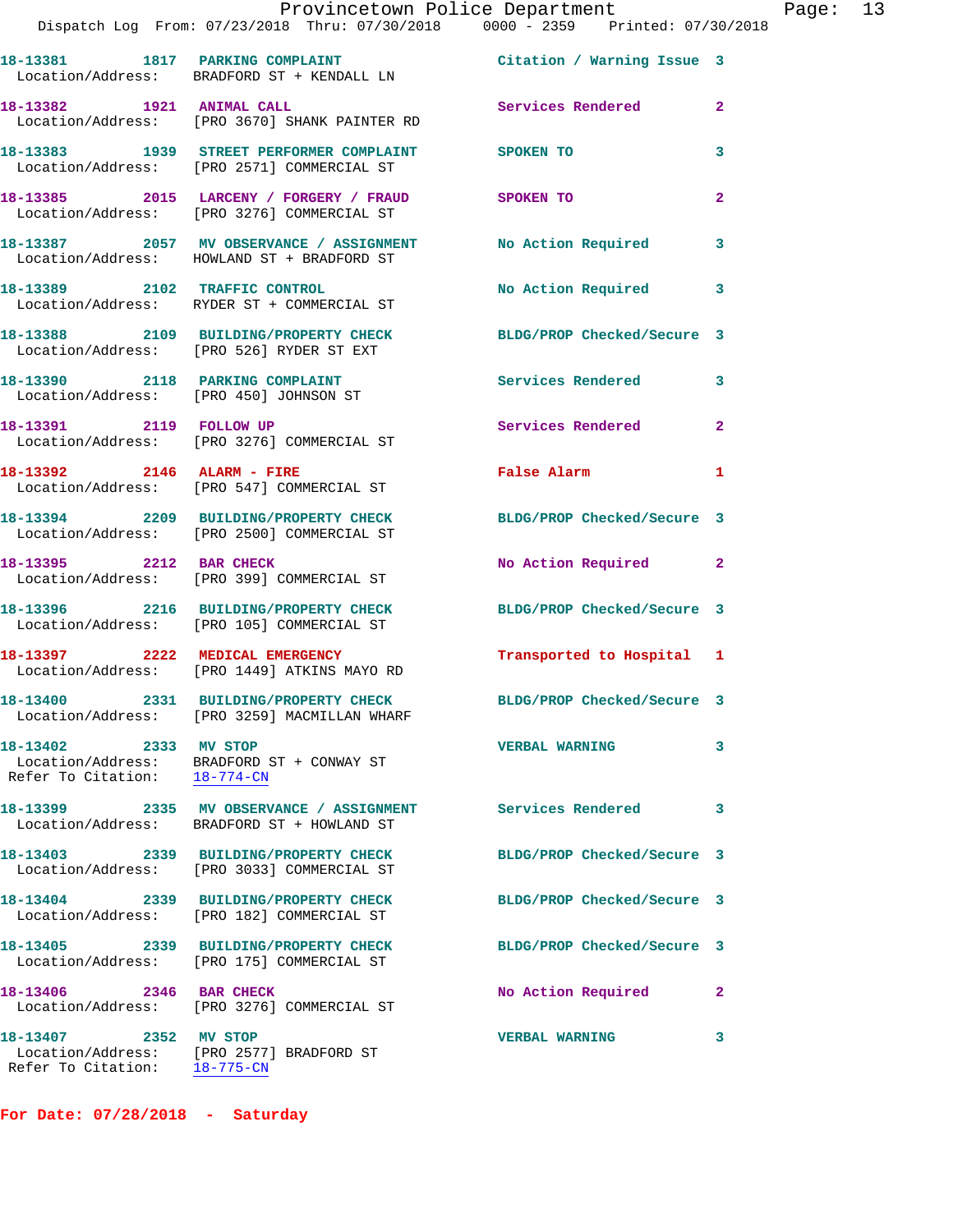18-13381 1817 PARKING COMPLAINT Citation / Warning Issue 3
Location/Address: BRADFORD ST + KENDALL LN

18-13382 1921 ANIMAL CALL Services Rendered 2
Location/Address: [PRO 3670] SHANK PAINTER RD

18-13383 1939 STREET PERFORMER COMPLAINT SPOKEN TO 3
Location/Address: [PRO 2571] COMMERCIAL ST

18-13385 2015 LARCENY / FORGERY / FRAUD SPOKEN TO 2
Location/Address: [PRO 3276] COMMERCIAL ST

18-13387 2057 MV OBSERVANCE / ASSIGNMENT No Action Required 3
Location/Address: HOWLAND ST + BRADFORD ST

18-13389 2102 TRAFFIC CONTROL No Action Required 3
Location/Address: RYDER ST + COMMERCIAL ST

18-13388 2109 BUILDING/PROPERTY CHECK BLDG/PROP Checked/Secure 3
Location/Address: [PRO 526] RYDER ST EXT

18-13390 2118 PARKING COMPLAINT Services Rendered 3
Location/Address: [PRO 450] JOHNSON ST

18-13391 2119 FOLLOW UP Services Rendered 2
Location/Address: [PRO 3276] COMMERCIAL ST

18-13392 2146 ALARM - FIRE False Alarm 1
Location/Address: [PRO 547] COMMERCIAL ST

18-13394 2209 BUILDING/PROPERTY CHECK BLDG/PROP Checked/Secure 3
Location/Address: [PRO 2500] COMMERCIAL ST

18-13395 2212 BAR CHECK No Action Required 2
Location/Address: [PRO 399] COMMERCIAL ST

18-13396 2216 BUILDING/PROPERTY CHECK BLDG/PROP Checked/Secure 3
Location/Address: [PRO 105] COMMERCIAL ST

18-13397 2222 MEDICAL EMERGENCY Transported to Hospital 1
Location/Address: [PRO 1449] ATKINS MAYO RD

18-13400 2331 BUILDING/PROPERTY CHECK BLDG/PROP Checked/Secure 3
Location/Address: [PRO 3259] MACMILLAN WHARF

18-13402 2333 MV STOP VERBAL WARNING 3
Location/Address: BRADFORD ST + CONWAY ST
Refer To Citation: 18-774-CN

18-13399 2335 MV OBSERVANCE / ASSIGNMENT Services Rendered 3
Location/Address: BRADFORD ST + HOWLAND ST

18-13403 2339 BUILDING/PROPERTY CHECK BLDG/PROP Checked/Secure 3
Location/Address: [PRO 3033] COMMERCIAL ST

18-13404 2339 BUILDING/PROPERTY CHECK BLDG/PROP Checked/Secure 3
Location/Address: [PRO 182] COMMERCIAL ST

18-13405 2339 BUILDING/PROPERTY CHECK BLDG/PROP Checked/Secure 3
Location/Address: [PRO 175] COMMERCIAL ST

18-13406 2346 BAR CHECK No Action Required 2
Location/Address: [PRO 3276] COMMERCIAL ST

18-13407 2352 MV STOP VERBAL WARNING 3
Location/Address: [PRO 2577] BRADFORD ST
Refer To Citation: 18-775-CN

**For Date: 07/28/2018 - Saturday**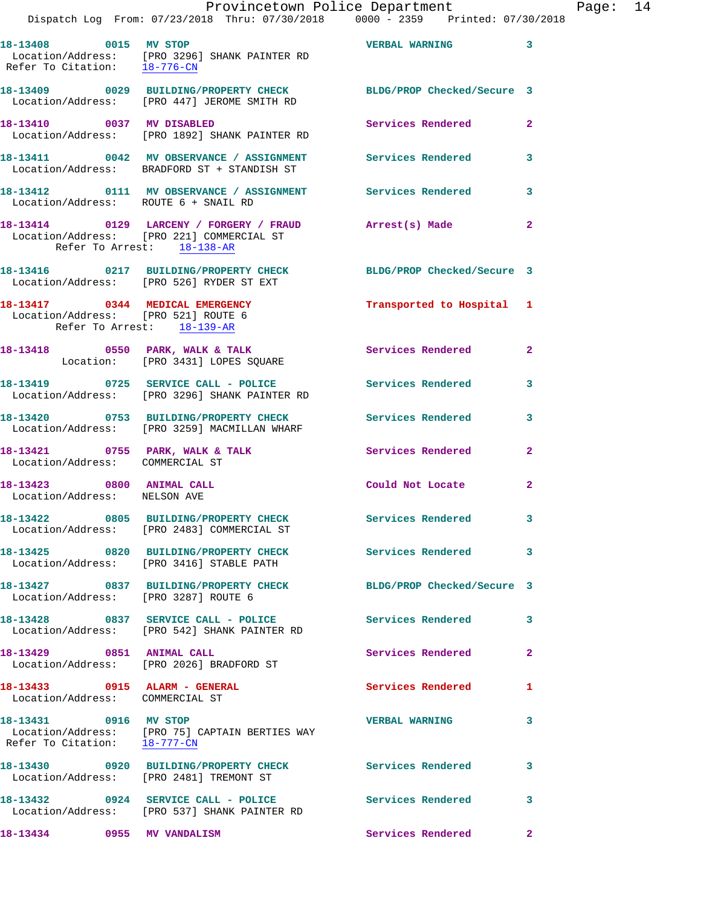**18-13408** 0015 **MV STOP** VERBAL WARNING 3
Location/Address: [PRO 3296] SHANK PAINTER RD
Refer To Citation: 18-776-CN

**18-13409** 0029 **BUILDING/PROPERTY CHECK** BLDG/PROP Checked/Secure 3
Location/Address: [PRO 447] JEROME SMITH RD

**18-13410** 0037 **MV DISABLED** Services Rendered 2
Location/Address: [PRO 1892] SHANK PAINTER RD

**18-13411** 0042 **MV OBSERVANCE / ASSIGNMENT** Services Rendered 3
Location/Address: BRADFORD ST + STANDISH ST

**18-13412** 0111 **MV OBSERVANCE / ASSIGNMENT** Services Rendered 3
Location/Address: ROUTE 6 + SNAIL RD

**18-13414** 0129 **LARCENY / FORGERY / FRAUD** Arrest(s) Made 2
Location/Address: [PRO 221] COMMERCIAL ST
Refer To Arrest: 18-138-AR

**18-13416** 0217 **BUILDING/PROPERTY CHECK** BLDG/PROP Checked/Secure 3
Location/Address: [PRO 526] RYDER ST EXT

**18-13417** 0344 **MEDICAL EMERGENCY** Transported to Hospital 1
Location/Address: [PRO 521] ROUTE 6
Refer To Arrest: 18-139-AR

**18-13418** 0550 **PARK, WALK & TALK** Services Rendered 2
Location: [PRO 3431] LOPES SQUARE

**18-13419** 0725 **SERVICE CALL - POLICE** Services Rendered 3
Location/Address: [PRO 3296] SHANK PAINTER RD

**18-13420** 0753 **BUILDING/PROPERTY CHECK** Services Rendered 3
Location/Address: [PRO 3259] MACMILLAN WHARF

**18-13421** 0755 **PARK, WALK & TALK** Services Rendered 2
Location/Address: COMMERCIAL ST

**18-13423** 0800 **ANIMAL CALL** Could Not Locate 2
Location/Address: NELSON AVE

**18-13422** 0805 **BUILDING/PROPERTY CHECK** Services Rendered 3
Location/Address: [PRO 2483] COMMERCIAL ST

**18-13425** 0820 **BUILDING/PROPERTY CHECK** Services Rendered 3
Location/Address: [PRO 3416] STABLE PATH

**18-13427** 0837 **BUILDING/PROPERTY CHECK** BLDG/PROP Checked/Secure 3
Location/Address: [PRO 3287] ROUTE 6

**18-13428** 0837 **SERVICE CALL - POLICE** Services Rendered 3
Location/Address: [PRO 542] SHANK PAINTER RD

**18-13429** 0851 **ANIMAL CALL** Services Rendered 2
Location/Address: [PRO 2026] BRADFORD ST

**18-13433** 0915 **ALARM - GENERAL** Services Rendered 1
Location/Address: COMMERCIAL ST

**18-13431** 0916 **MV STOP** VERBAL WARNING 3
Location/Address: [PRO 75] CAPTAIN BERTIES WAY
Refer To Citation: 18-777-CN

**18-13430** 0920 **BUILDING/PROPERTY CHECK** Services Rendered 3
Location/Address: [PRO 2481] TREMONT ST

**18-13432** 0924 **SERVICE CALL - POLICE** Services Rendered 3
Location/Address: [PRO 537] SHANK PAINTER RD

**18-13434** 0955 **MV VANDALISM** Services Rendered 2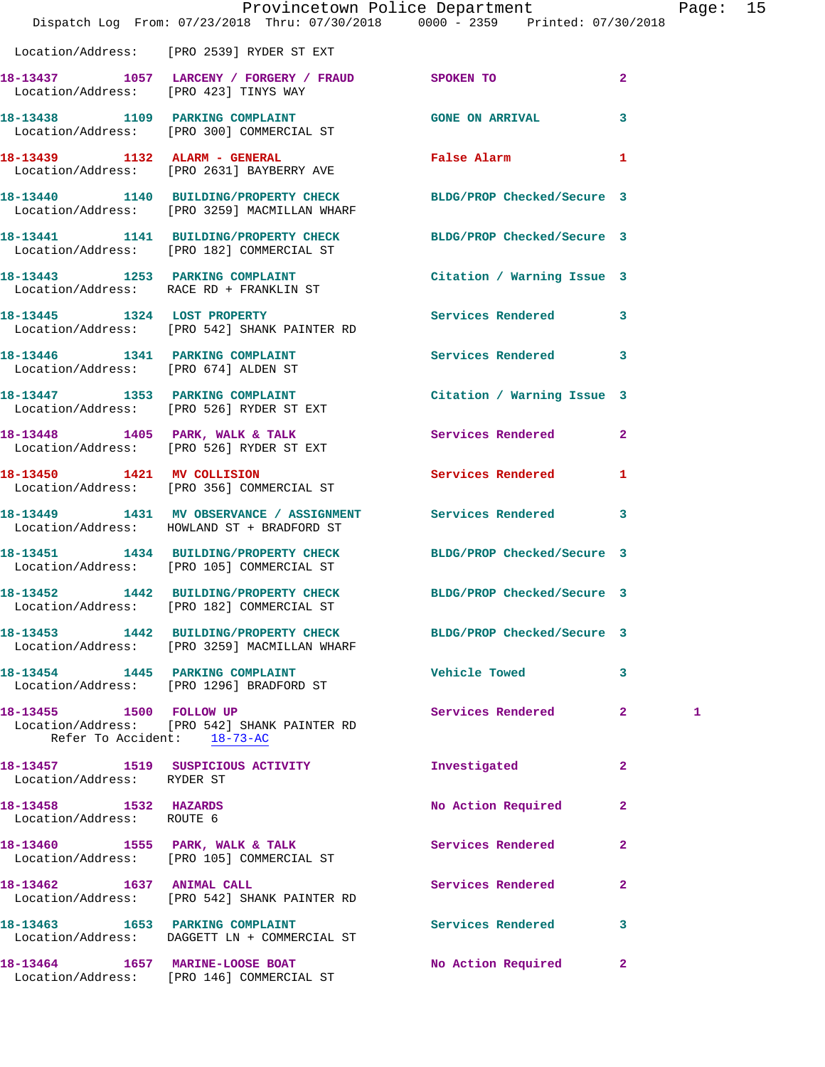Location/Address: [PRO 2539] RYDER ST EXT

**18-13437** 1057 **LARCENY / FORGERY / FRAUD** SPOKEN TO 2
Location/Address: [PRO 423] TINYS WAY

**18-13438** 1109 **PARKING COMPLAINT** GONE ON ARRIVAL 3
Location/Address: [PRO 300] COMMERCIAL ST

**18-13439** 1132 **ALARM - GENERAL** False Alarm 1
Location/Address: [PRO 2631] BAYBERRY AVE

**18-13440** 1140 **BUILDING/PROPERTY CHECK** BLDG/PROP Checked/Secure 3
Location/Address: [PRO 3259] MACMILLAN WHARF

**18-13441** 1141 **BUILDING/PROPERTY CHECK** BLDG/PROP Checked/Secure 3
Location/Address: [PRO 182] COMMERCIAL ST

**18-13443** 1253 **PARKING COMPLAINT** Citation / Warning Issue 3
Location/Address: RACE RD + FRANKLIN ST

**18-13445** 1324 **LOST PROPERTY** Services Rendered 3
Location/Address: [PRO 542] SHANK PAINTER RD

**18-13446** 1341 **PARKING COMPLAINT** Services Rendered 3
Location/Address: [PRO 674] ALDEN ST

**18-13447** 1353 **PARKING COMPLAINT** Citation / Warning Issue 3
Location/Address: [PRO 526] RYDER ST EXT

**18-13448** 1405 **PARK, WALK & TALK** Services Rendered 2
Location/Address: [PRO 526] RYDER ST EXT

**18-13450** 1421 **MV COLLISION** Services Rendered 1
Location/Address: [PRO 356] COMMERCIAL ST

**18-13449** 1431 **MV OBSERVANCE / ASSIGNMENT** Services Rendered 3
Location/Address: HOWLAND ST + BRADFORD ST

**18-13451** 1434 **BUILDING/PROPERTY CHECK** BLDG/PROP Checked/Secure 3
Location/Address: [PRO 105] COMMERCIAL ST

**18-13452** 1442 **BUILDING/PROPERTY CHECK** BLDG/PROP Checked/Secure 3
Location/Address: [PRO 182] COMMERCIAL ST

**18-13453** 1442 **BUILDING/PROPERTY CHECK** BLDG/PROP Checked/Secure 3
Location/Address: [PRO 3259] MACMILLAN WHARF

**18-13454** 1445 **PARKING COMPLAINT** Vehicle Towed 3
Location/Address: [PRO 1296] BRADFORD ST

**18-13455** 1500 **FOLLOW UP** Services Rendered 2 1
Location/Address: [PRO 542] SHANK PAINTER RD
Refer To Accident: 18-73-AC

**18-13457** 1519 **SUSPICIOUS ACTIVITY** Investigated 2
Location/Address: RYDER ST

**18-13458** 1532 **HAZARDS** No Action Required 2
Location/Address: ROUTE 6

**18-13460** 1555 **PARK, WALK & TALK** Services Rendered 2
Location/Address: [PRO 105] COMMERCIAL ST

**18-13462** 1637 **ANIMAL CALL** Services Rendered 2
Location/Address: [PRO 542] SHANK PAINTER RD

**18-13463** 1653 **PARKING COMPLAINT** Services Rendered 3
Location/Address: DAGGETT LN + COMMERCIAL ST

**18-13464** 1657 **MARINE-LOOSE BOAT** No Action Required 2
Location/Address: [PRO 146] COMMERCIAL ST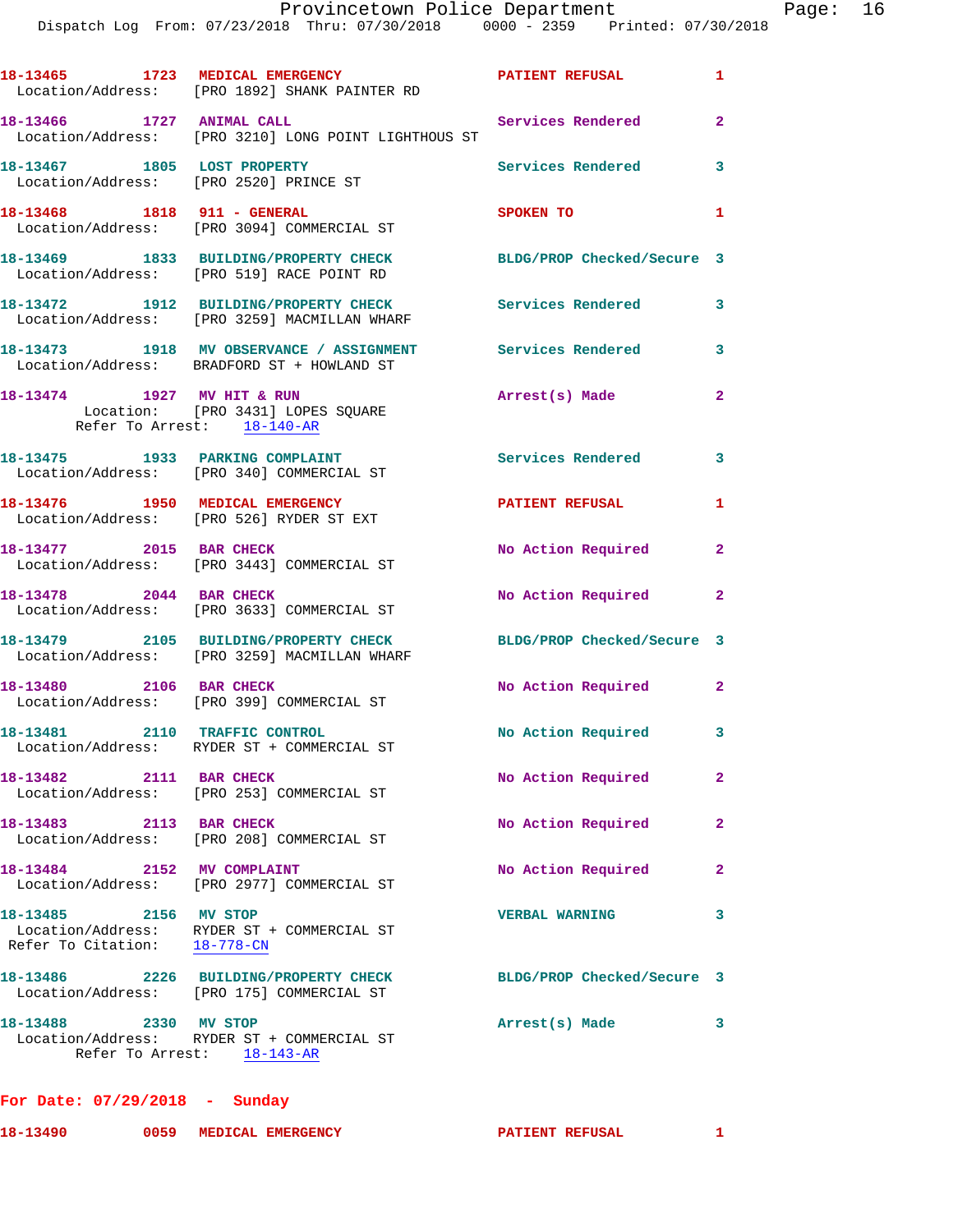18-13465 1723 MEDICAL EMERGENCY PATIENT REFUSAL 1
Location/Address: [PRO 1892] SHANK PAINTER RD

18-13466 1727 ANIMAL CALL Services Rendered 2
Location/Address: [PRO 3210] LONG POINT LIGHTHOUS ST

18-13467 1805 LOST PROPERTY Services Rendered 3
Location/Address: [PRO 2520] PRINCE ST

18-13468 1818 911 - GENERAL SPOKEN TO 1
Location/Address: [PRO 3094] COMMERCIAL ST

18-13469 1833 BUILDING/PROPERTY CHECK BLDG/PROP Checked/Secure 3
Location/Address: [PRO 519] RACE POINT RD

18-13472 1912 BUILDING/PROPERTY CHECK Services Rendered 3
Location/Address: [PRO 3259] MACMILLAN WHARF

18-13473 1918 MV OBSERVANCE / ASSIGNMENT Services Rendered 3
Location/Address: BRADFORD ST + HOWLAND ST

18-13474 1927 MV HIT & RUN Arrest(s) Made 2
Location: [PRO 3431] LOPES SQUARE
Refer To Arrest: 18-140-AR

18-13475 1933 PARKING COMPLAINT Services Rendered 3
Location/Address: [PRO 340] COMMERCIAL ST

18-13476 1950 MEDICAL EMERGENCY PATIENT REFUSAL 1
Location/Address: [PRO 526] RYDER ST EXT

18-13477 2015 BAR CHECK No Action Required 2
Location/Address: [PRO 3443] COMMERCIAL ST

18-13478 2044 BAR CHECK No Action Required 2
Location/Address: [PRO 3633] COMMERCIAL ST

18-13479 2105 BUILDING/PROPERTY CHECK BLDG/PROP Checked/Secure 3
Location/Address: [PRO 3259] MACMILLAN WHARF

18-13480 2106 BAR CHECK No Action Required 2
Location/Address: [PRO 399] COMMERCIAL ST

18-13481 2110 TRAFFIC CONTROL No Action Required 3
Location/Address: RYDER ST + COMMERCIAL ST

18-13482 2111 BAR CHECK No Action Required 2
Location/Address: [PRO 253] COMMERCIAL ST

18-13483 2113 BAR CHECK No Action Required 2
Location/Address: [PRO 208] COMMERCIAL ST

18-13484 2152 MV COMPLAINT No Action Required 2
Location/Address: [PRO 2977] COMMERCIAL ST

18-13485 2156 MV STOP VERBAL WARNING 3
Location/Address: RYDER ST + COMMERCIAL ST
Refer To Citation: 18-778-CN

18-13486 2226 BUILDING/PROPERTY CHECK BLDG/PROP Checked/Secure 3
Location/Address: [PRO 175] COMMERCIAL ST

18-13488 2330 MV STOP Arrest(s) Made 3
Location/Address: RYDER ST + COMMERCIAL ST
Refer To Arrest: 18-143-AR

**For Date: 07/29/2018 - Sunday**

18-13490 0059 MEDICAL EMERGENCY PATIENT REFUSAL 1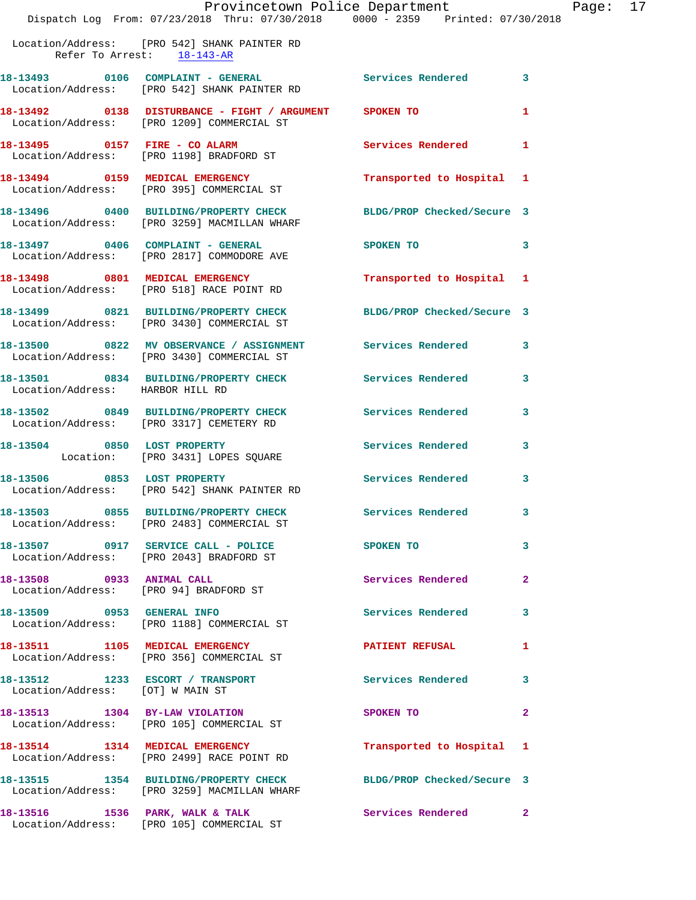Location/Address: [PRO 542] SHANK PAINTER RD
Refer To Arrest: 18-143-AR

| Call # | Time | Call Reason | Action | Priority |
|---|---|---|---|---|
| 18-13493 | 0106 | COMPLAINT - GENERAL | Services Rendered | 3 |
| Location/Address: [PRO 542] SHANK PAINTER RD | | | | |
| 18-13492 | 0138 | DISTURBANCE - FIGHT / ARGUMENT | SPOKEN TO | 1 |
| Location/Address: [PRO 1209] COMMERCIAL ST | | | | |
| 18-13495 | 0157 | FIRE - CO ALARM | Services Rendered | 1 |
| Location/Address: [PRO 1198] BRADFORD ST | | | | |
| 18-13494 | 0159 | MEDICAL EMERGENCY | Transported to Hospital | 1 |
| Location/Address: [PRO 395] COMMERCIAL ST | | | | |
| 18-13496 | 0400 | BUILDING/PROPERTY CHECK | BLDG/PROP Checked/Secure | 3 |
| Location/Address: [PRO 3259] MACMILLAN WHARF | | | | |
| 18-13497 | 0406 | COMPLAINT - GENERAL | SPOKEN TO | 3 |
| Location/Address: [PRO 2817] COMMODORE AVE | | | | |
| 18-13498 | 0801 | MEDICAL EMERGENCY | Transported to Hospital | 1 |
| Location/Address: [PRO 518] RACE POINT RD | | | | |
| 18-13499 | 0821 | BUILDING/PROPERTY CHECK | BLDG/PROP Checked/Secure | 3 |
| Location/Address: [PRO 3430] COMMERCIAL ST | | | | |
| 18-13500 | 0822 | MV OBSERVANCE / ASSIGNMENT | Services Rendered | 3 |
| Location/Address: [PRO 3430] COMMERCIAL ST | | | | |
| 18-13501 | 0834 | BUILDING/PROPERTY CHECK | Services Rendered | 3 |
| Location/Address: HARBOR HILL RD | | | | |
| 18-13502 | 0849 | BUILDING/PROPERTY CHECK | Services Rendered | 3 |
| Location/Address: [PRO 3317] CEMETERY RD | | | | |
| 18-13504 | 0850 | LOST PROPERTY | Services Rendered | 3 |
| Location: [PRO 3431] LOPES SQUARE | | | | |
| 18-13506 | 0853 | LOST PROPERTY | Services Rendered | 3 |
| Location/Address: [PRO 542] SHANK PAINTER RD | | | | |
| 18-13503 | 0855 | BUILDING/PROPERTY CHECK | Services Rendered | 3 |
| Location/Address: [PRO 2483] COMMERCIAL ST | | | | |
| 18-13507 | 0917 | SERVICE CALL - POLICE | SPOKEN TO | 3 |
| Location/Address: [PRO 2043] BRADFORD ST | | | | |
| 18-13508 | 0933 | ANIMAL CALL | Services Rendered | 2 |
| Location/Address: [PRO 94] BRADFORD ST | | | | |
| 18-13509 | 0953 | GENERAL INFO | Services Rendered | 3 |
| Location/Address: [PRO 1188] COMMERCIAL ST | | | | |
| 18-13511 | 1105 | MEDICAL EMERGENCY | PATIENT REFUSAL | 1 |
| Location/Address: [PRO 356] COMMERCIAL ST | | | | |
| 18-13512 | 1233 | ESCORT / TRANSPORT | Services Rendered | 3 |
| Location/Address: [OT] W MAIN ST | | | | |
| 18-13513 | 1304 | BY-LAW VIOLATION | SPOKEN TO | 2 |
| Location/Address: [PRO 105] COMMERCIAL ST | | | | |
| 18-13514 | 1314 | MEDICAL EMERGENCY | Transported to Hospital | 1 |
| Location/Address: [PRO 2499] RACE POINT RD | | | | |
| 18-13515 | 1354 | BUILDING/PROPERTY CHECK | BLDG/PROP Checked/Secure | 3 |
| Location/Address: [PRO 3259] MACMILLAN WHARF | | | | |
| 18-13516 | 1536 | PARK, WALK & TALK | Services Rendered | 2 |
| Location/Address: [PRO 105] COMMERCIAL ST | | | | |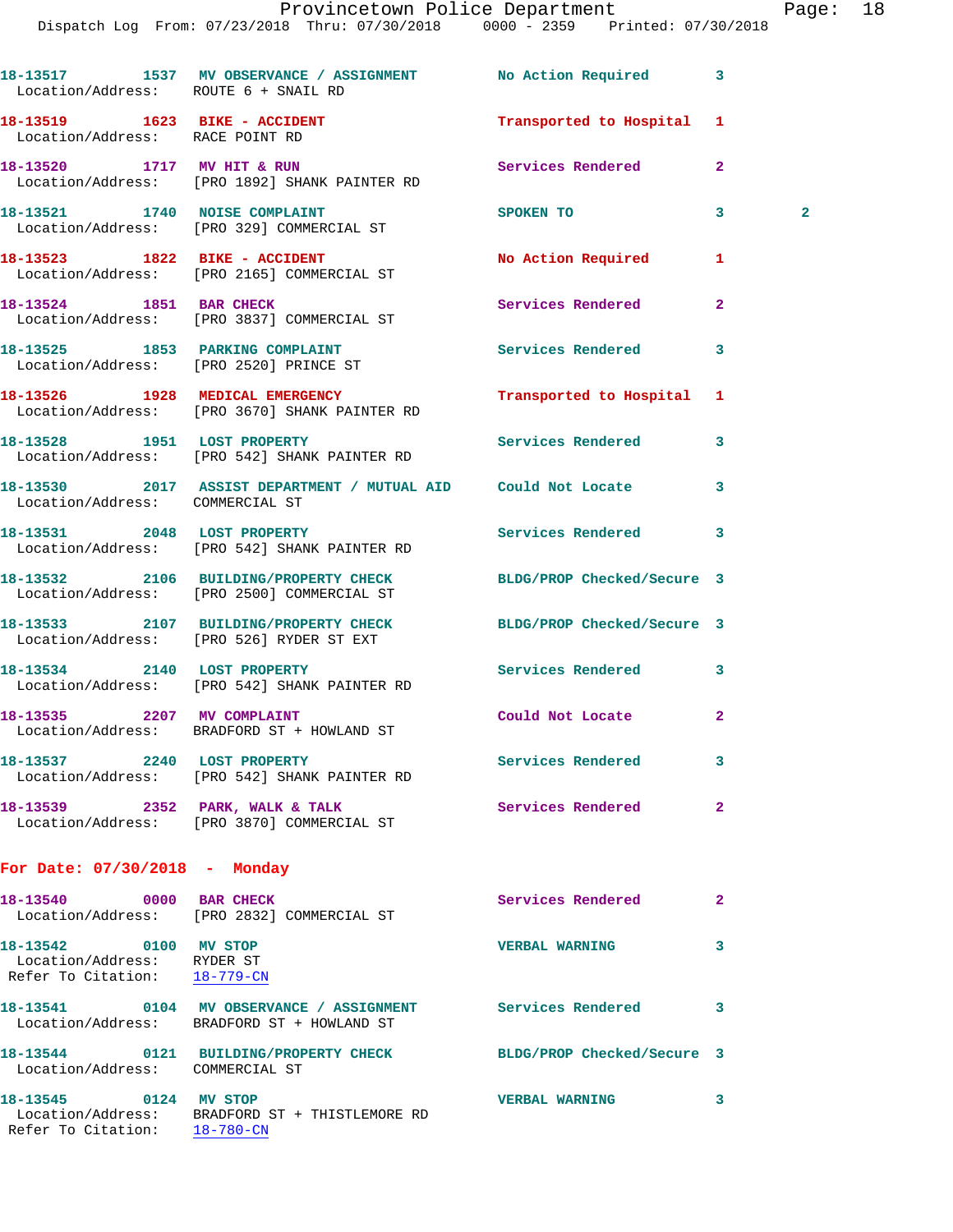18-13517 1537 MV OBSERVATION / ASSIGNMENT No Action Required 3
Location/Address: ROUTE 6 + SNAIL RD

18-13519 1623 BIKE - ACCIDENT Transported to Hospital 1
Location/Address: RACE POINT RD

18-13520 1717 MV HIT & RUN Services Rendered 2
Location/Address: [PRO 1892] SHANK PAINTER RD

18-13521 1740 NOISE COMPLAINT SPOKEN TO 3 2
Location/Address: [PRO 329] COMMERCIAL ST

18-13523 1822 BIKE - ACCIDENT No Action Required 1
Location/Address: [PRO 2165] COMMERCIAL ST

18-13524 1851 BAR CHECK Services Rendered 2
Location/Address: [PRO 3837] COMMERCIAL ST

18-13525 1853 PARKING COMPLAINT Services Rendered 3
Location/Address: [PRO 2520] PRINCE ST

18-13526 1928 MEDICAL EMERGENCY Transported to Hospital 1
Location/Address: [PRO 3670] SHANK PAINTER RD

18-13528 1951 LOST PROPERTY Services Rendered 3
Location/Address: [PRO 542] SHANK PAINTER RD

18-13530 2017 ASSIST DEPARTMENT / MUTUAL AID Could Not Locate 3
Location/Address: COMMERCIAL ST

18-13531 2048 LOST PROPERTY Services Rendered 3
Location/Address: [PRO 542] SHANK PAINTER RD

18-13532 2106 BUILDING/PROPERTY CHECK BLDG/PROP Checked/Secure 3
Location/Address: [PRO 2500] COMMERCIAL ST

18-13533 2107 BUILDING/PROPERTY CHECK BLDG/PROP Checked/Secure 3
Location/Address: [PRO 526] RYDER ST EXT

18-13534 2140 LOST PROPERTY Services Rendered 3
Location/Address: [PRO 542] SHANK PAINTER RD

18-13535 2207 MV COMPLAINT Could Not Locate 2
Location/Address: BRADFORD ST + HOWLAND ST

18-13537 2240 LOST PROPERTY Services Rendered 3
Location/Address: [PRO 542] SHANK PAINTER RD

18-13539 2352 PARK, WALK & TALK Services Rendered 2
Location/Address: [PRO 3870] COMMERCIAL ST

**For Date: 07/30/2018 - Monday**

18-13540 0000 BAR CHECK Services Rendered 2
Location/Address: [PRO 2832] COMMERCIAL ST

18-13542 0100 MV STOP VERBAL WARNING 3
Location/Address: RYDER ST
Refer To Citation: 18-779-CN

18-13541 0104 MV OBSERVATION / ASSIGNMENT Services Rendered 3
Location/Address: BRADFORD ST + HOWLAND ST

18-13544 0121 BUILDING/PROPERTY CHECK BLDG/PROP Checked/Secure 3
Location/Address: COMMERCIAL ST

18-13545 0124 MV STOP VERBAL WARNING 3
Location/Address: BRADFORD ST + THISTLEMORE RD
Refer To Citation: 18-780-CN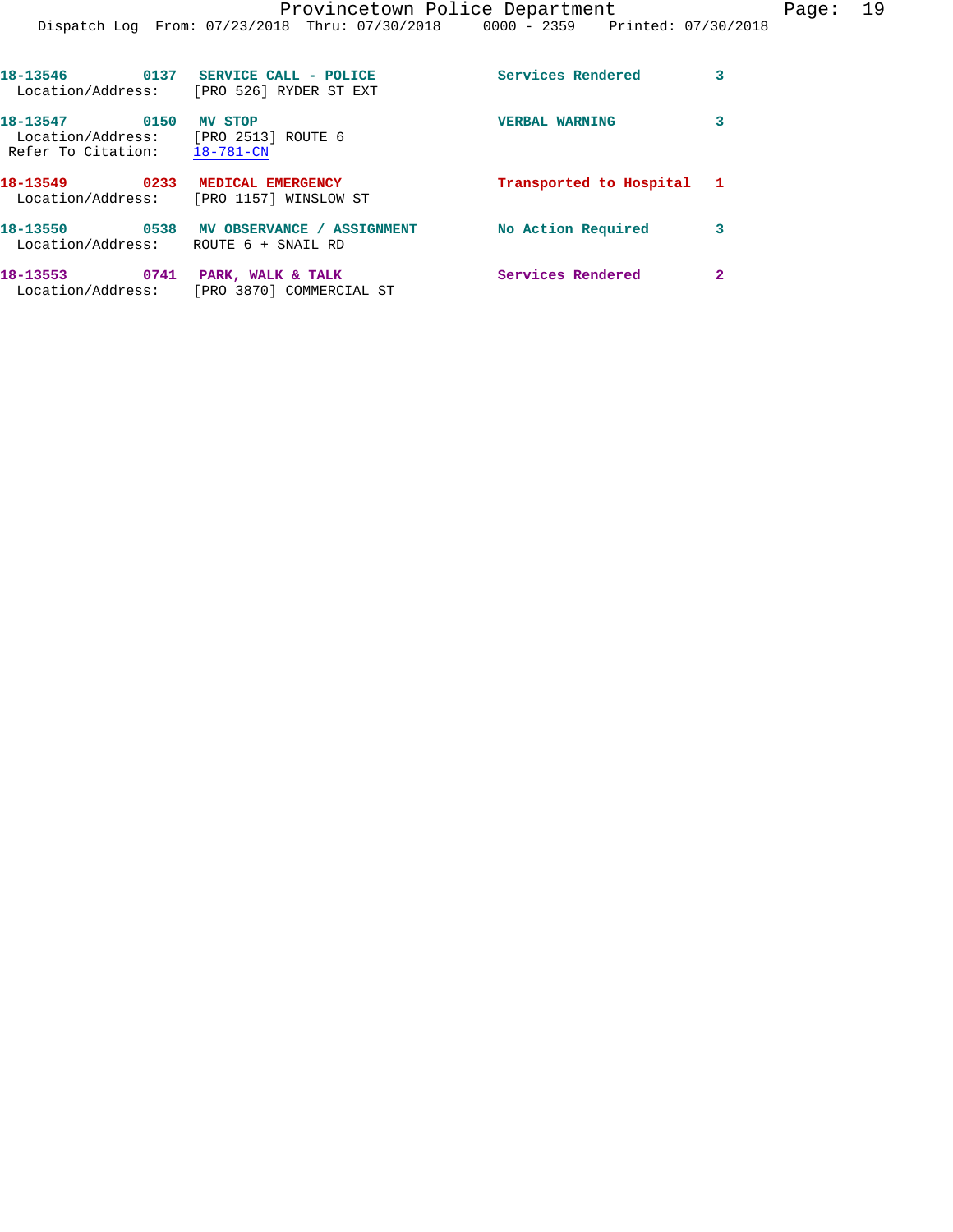18-13546 0137 SERVICE CALL - POLICE Services Rendered 3
Location/Address: [PRO 526] RYDER ST EXT

18-13547 0150 MV STOP VERBAL WARNING 3
Location/Address: [PRO 2513] ROUTE 6
Refer To Citation: 18-781-CN

18-13549 0233 MEDICAL EMERGENCY Transported to Hospital 1
Location/Address: [PRO 1157] WINSLOW ST

18-13550 0538 MV OBSERVANCE / ASSIGNMENT No Action Required 3
Location/Address: ROUTE 6 + SNAIL RD

18-13553 0741 PARK, WALK & TALK Services Rendered 2
Location/Address: [PRO 3870] COMMERCIAL ST